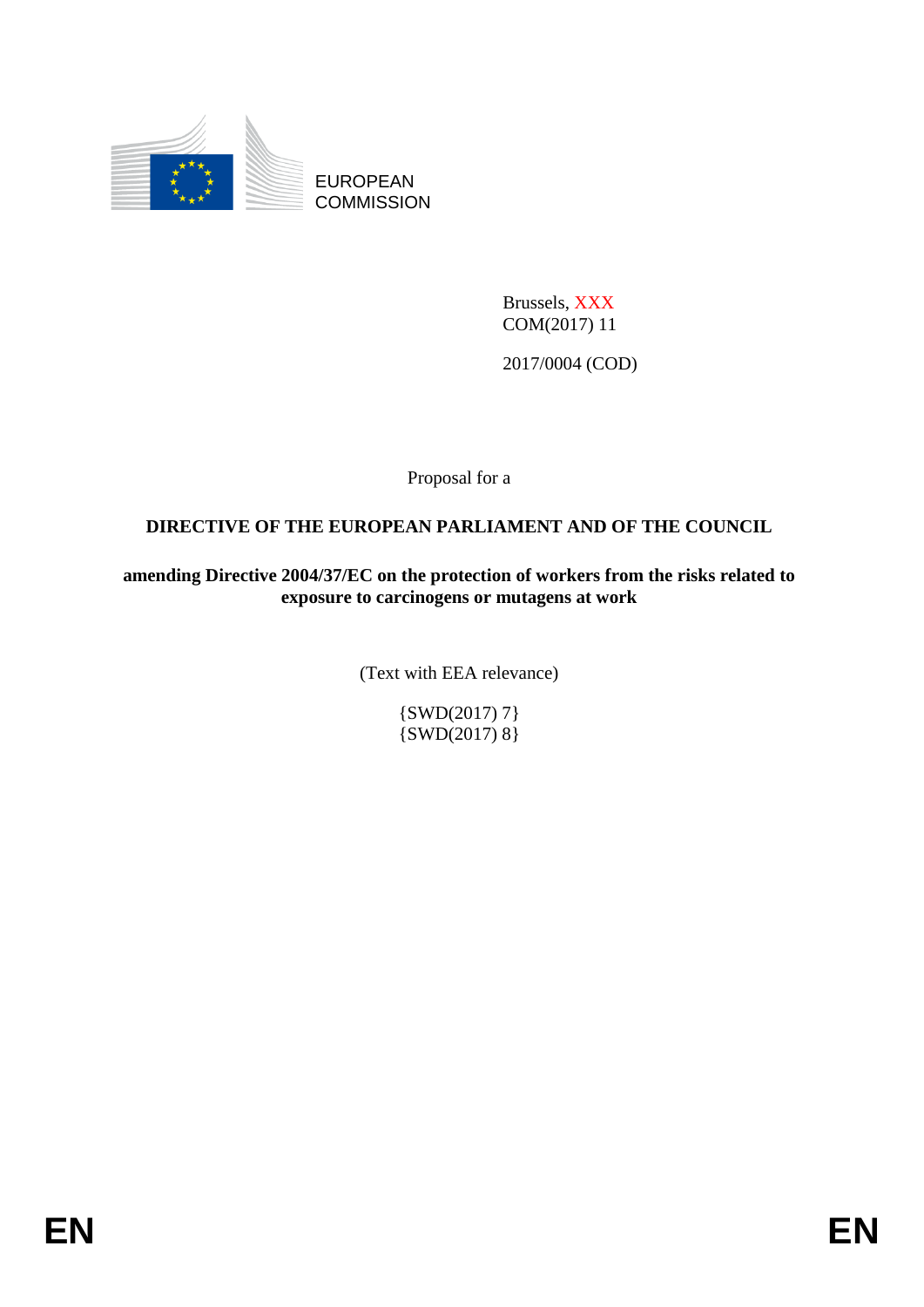EUROPEAN
COMMISSION

Brussels, XXX
COM(2017) 11

2017/0004 (COD)

Proposal for a

# DIRECTIVE OF THE EUROPEAN PARLIAMENT AND OF THE COUNCIL

**amending Directive 2004/37/EC on the protection of workers from the risks related to exposure to carcinogens or mutagens at work**

(Text with EEA relevance)

{SWD(2017) 7}
{SWD(2017) 8}

EN EN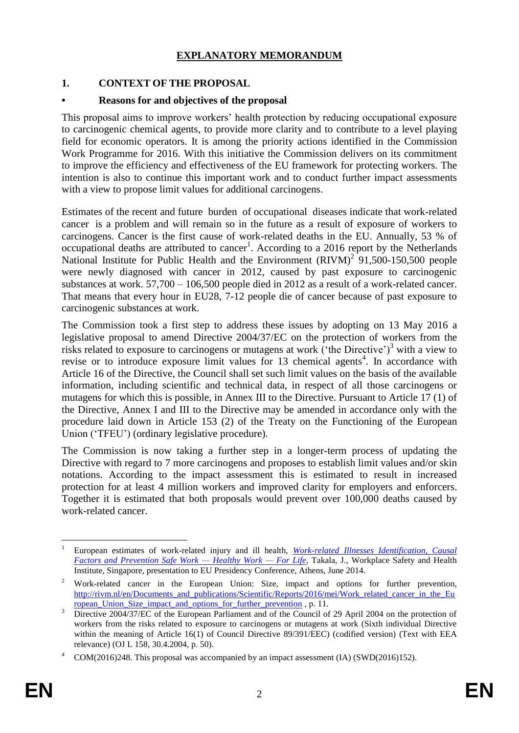# EXPLANATORY MEMORANDUM

## 1. CONTEXT OF THE PROPOSAL

### • Reasons for and objectives of the proposal

This proposal aims to improve workers' health protection by reducing occupational exposure to carcinogenic chemical agents, to provide more clarity and to contribute to a level playing field for economic operators. It is among the priority actions identified in the Commission Work Programme for 2016. With this initiative the Commission delivers on its commitment to improve the efficiency and effectiveness of the EU framework for protecting workers. The intention is also to continue this important work and to conduct further impact assessments with a view to propose limit values for additional carcinogens.

Estimates of the recent and future burden of occupational diseases indicate that work-related cancer is a problem and will remain so in the future as a result of exposure of workers to carcinogens. Cancer is the first cause of work-related deaths in the EU. Annually, 53 % of occupational deaths are attributed to cancer[1]. According to a 2016 report by the Netherlands National Institute for Public Health and the Environment (RIVM)[2] 91,500-150,500 people were newly diagnosed with cancer in 2012, caused by past exposure to carcinogenic substances at work. 57,700 – 106,500 people died in 2012 as a result of a work-related cancer. That means that every hour in EU28, 7-12 people die of cancer because of past exposure to carcinogenic substances at work.

The Commission took a first step to address these issues by adopting on 13 May 2016 a legislative proposal to amend Directive 2004/37/EC on the protection of workers from the risks related to exposure to carcinogens or mutagens at work ('the Directive')[3] with a view to revise or to introduce exposure limit values for 13 chemical agents[4]. In accordance with Article 16 of the Directive, the Council shall set such limit values on the basis of the available information, including scientific and technical data, in respect of all those carcinogens or mutagens for which this is possible, in Annex III to the Directive. Pursuant to Article 17 (1) of the Directive, Annex I and III to the Directive may be amended in accordance only with the procedure laid down in Article 153 (2) of the Treaty on the Functioning of the European Union ('TFEU') (ordinary legislative procedure).

The Commission is now taking a further step in a longer-term process of updating the Directive with regard to 7 more carcinogens and proposes to establish limit values and/or skin notations. According to the impact assessment this is estimated to result in increased protection for at least 4 million workers and improved clarity for employers and enforcers. Together it is estimated that both proposals would prevent over 100,000 deaths caused by work-related cancer.

---

[1] European estimates of work-related injury and ill health, *Work-related Illnesses Identification, Causal Factors and Prevention Safe Work — Healthy Work — For Life*, Takala, J., Workplace Safety and Health Institute, Singapore, presentation to EU Presidency Conference, Athens, June 2014.

[2] Work-related cancer in the European Union: Size, impact and options for further prevention, http://rivm.nl/en/Documents_and_publications/Scientific/Reports/2016/mei/Work_related_cancer_in_the_European_Union_Size_impact_and_options_for_further_prevention , p. 11.

[3] Directive 2004/37/EC of the European Parliament and of the Council of 29 April 2004 on the protection of workers from the risks related to exposure to carcinogens or mutagens at work (Sixth individual Directive within the meaning of Article 16(1) of Council Directive 89/391/EEC) (codified version) (Text with EEA relevance) (OJ L 158, 30.4.2004, p. 50).

[4] COM(2016)248. This proposal was accompanied by an impact assessment (IA) (SWD(2016)152).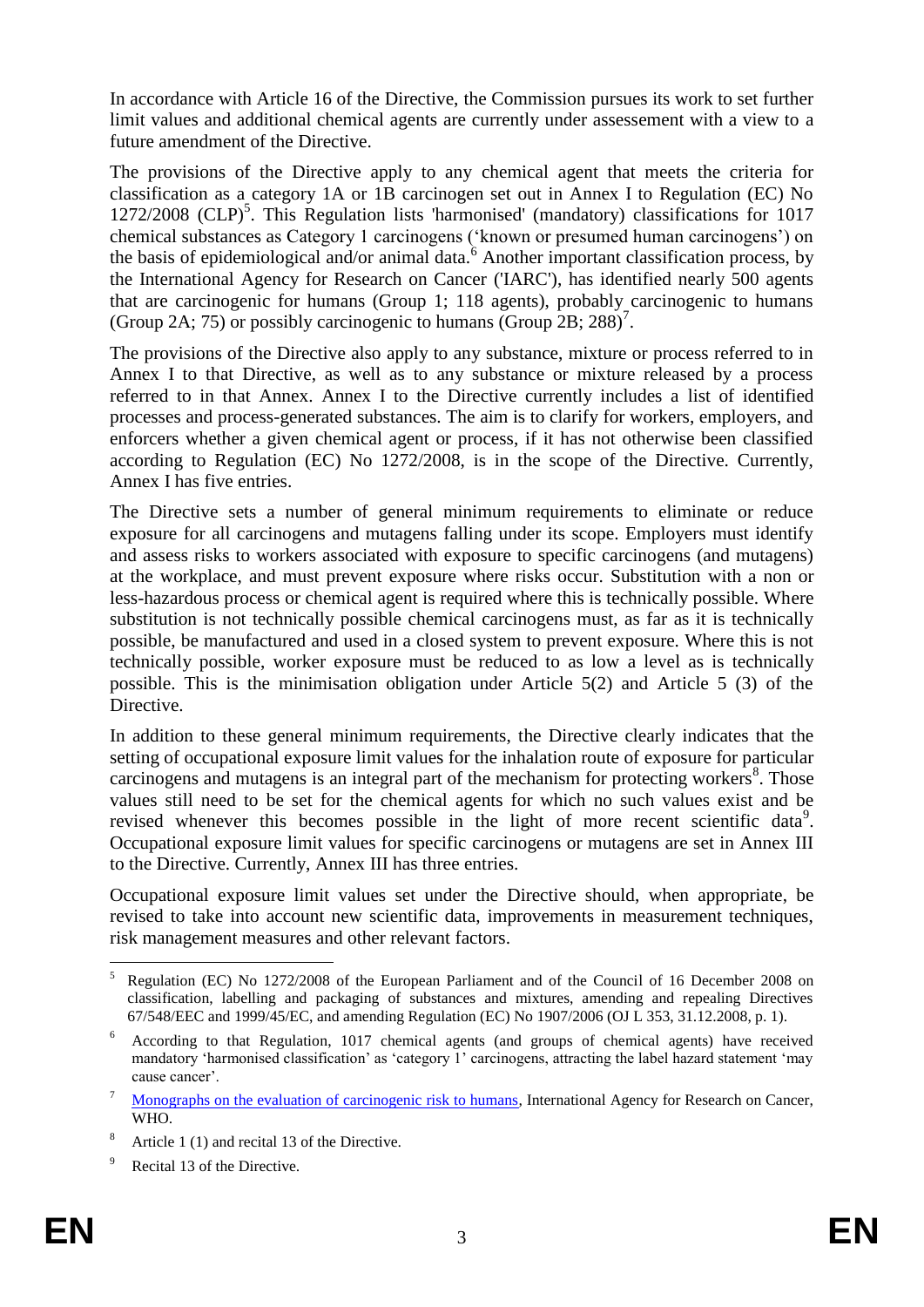In accordance with Article 16 of the Directive, the Commission pursues its work to set further limit values and additional chemical agents are currently under assessement with a view to a future amendment of the Directive.

The provisions of the Directive apply to any chemical agent that meets the criteria for classification as a category 1A or 1B carcinogen set out in Annex I to Regulation (EC) No 1272/2008 (CLP)[5]. This Regulation lists 'harmonised' (mandatory) classifications for 1017 chemical substances as Category 1 carcinogens ('known or presumed human carcinogens') on the basis of epidemiological and/or animal data.[6] Another important classification process, by the International Agency for Research on Cancer ('IARC'), has identified nearly 500 agents that are carcinogenic for humans (Group 1; 118 agents), probably carcinogenic to humans (Group 2A; 75) or possibly carcinogenic to humans (Group 2B; 288)[7].

The provisions of the Directive also apply to any substance, mixture or process referred to in Annex I to that Directive, as well as to any substance or mixture released by a process referred to in that Annex. Annex I to the Directive currently includes a list of identified processes and process-generated substances. The aim is to clarify for workers, employers, and enforcers whether a given chemical agent or process, if it has not otherwise been classified according to Regulation (EC) No 1272/2008, is in the scope of the Directive. Currently, Annex I has five entries.

The Directive sets a number of general minimum requirements to eliminate or reduce exposure for all carcinogens and mutagens falling under its scope. Employers must identify and assess risks to workers associated with exposure to specific carcinogens (and mutagens) at the workplace, and must prevent exposure where risks occur. Substitution with a non or less-hazardous process or chemical agent is required where this is technically possible. Where substitution is not technically possible chemical carcinogens must, as far as it is technically possible, be manufactured and used in a closed system to prevent exposure. Where this is not technically possible, worker exposure must be reduced to as low a level as is technically possible. This is the minimisation obligation under Article 5(2) and Article 5 (3) of the Directive.

In addition to these general minimum requirements, the Directive clearly indicates that the setting of occupational exposure limit values for the inhalation route of exposure for particular carcinogens and mutagens is an integral part of the mechanism for protecting workers[8]. Those values still need to be set for the chemical agents for which no such values exist and be revised whenever this becomes possible in the light of more recent scientific data[9]. Occupational exposure limit values for specific carcinogens or mutagens are set in Annex III to the Directive. Currently, Annex III has three entries.

Occupational exposure limit values set under the Directive should, when appropriate, be revised to take into account new scientific data, improvements in measurement techniques, risk management measures and other relevant factors.

---

[5] Regulation (EC) No 1272/2008 of the European Parliament and of the Council of 16 December 2008 on classification, labelling and packaging of substances and mixtures, amending and repealing Directives 67/548/EEC and 1999/45/EC, and amending Regulation (EC) No 1907/2006 (OJ L 353, 31.12.2008, p. 1).

[6] According to that Regulation, 1017 chemical agents (and groups of chemical agents) have received mandatory 'harmonised classification' as 'category 1' carcinogens, attracting the label hazard statement 'may cause cancer'.

[7] Monographs on the evaluation of carcinogenic risk to humans, International Agency for Research on Cancer, WHO.

[8] Article 1 (1) and recital 13 of the Directive.

[9] Recital 13 of the Directive.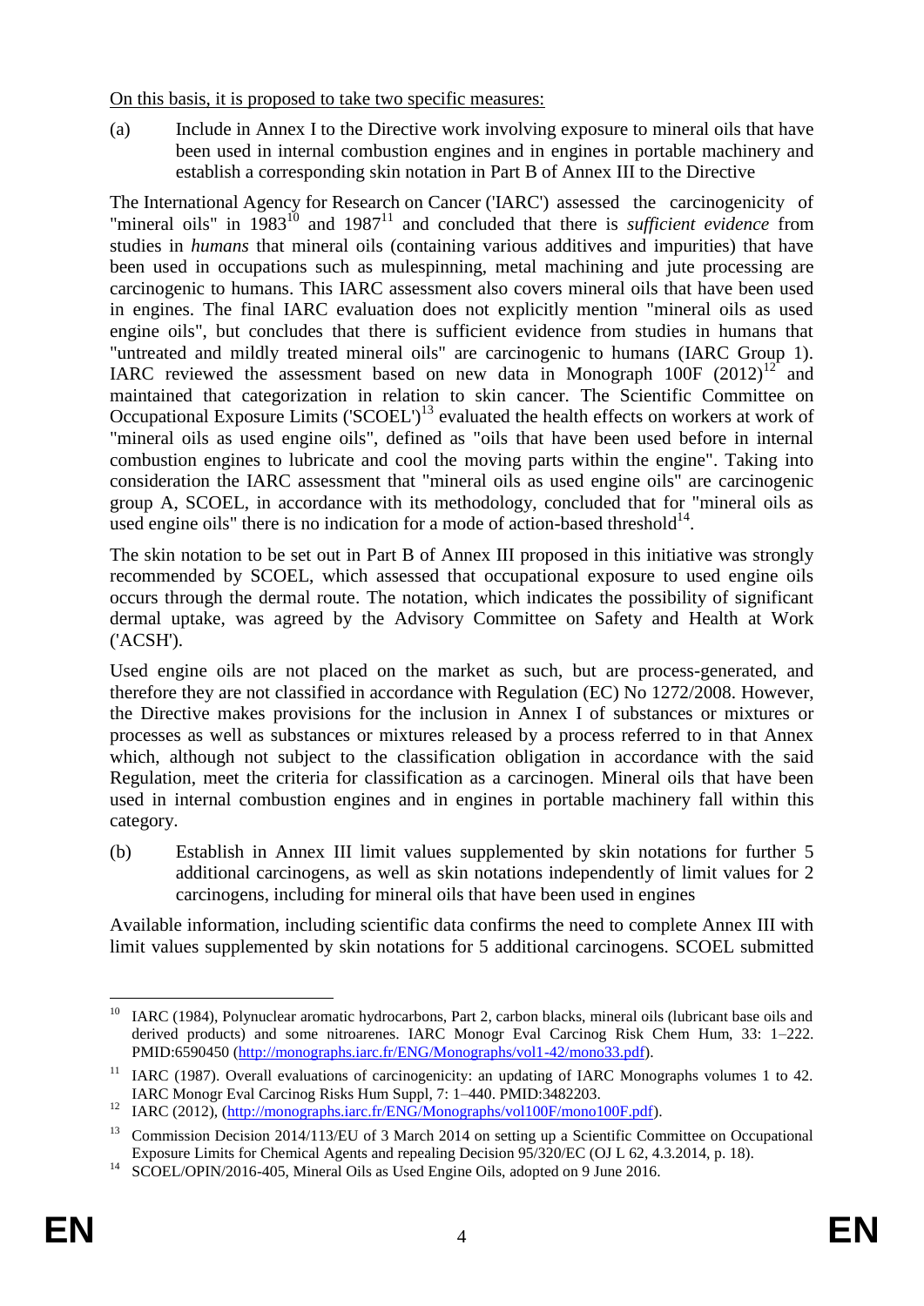On this basis, it is proposed to take two specific measures:

(a) Include in Annex I to the Directive work involving exposure to mineral oils that have been used in internal combustion engines and in engines in portable machinery and establish a corresponding skin notation in Part B of Annex III to the Directive

The International Agency for Research on Cancer ('IARC') assessed the carcinogenicity of "mineral oils" in 1983[10] and 1987[11] and concluded that there is *sufficient evidence* from studies in *humans* that mineral oils (containing various additives and impurities) that have been used in occupations such as mulespinning, metal machining and jute processing are carcinogenic to humans. This IARC assessment also covers mineral oils that have been used in engines. The final IARC evaluation does not explicitly mention "mineral oils as used engine oils", but concludes that there is sufficient evidence from studies in humans that "untreated and mildly treated mineral oils" are carcinogenic to humans (IARC Group 1). IARC reviewed the assessment based on new data in Monograph 100F (2012)[12] and maintained that categorization in relation to skin cancer. The Scientific Committee on Occupational Exposure Limits ('SCOEL')[13] evaluated the health effects on workers at work of "mineral oils as used engine oils", defined as "oils that have been used before in internal combustion engines to lubricate and cool the moving parts within the engine". Taking into consideration the IARC assessment that "mineral oils as used engine oils" are carcinogenic group A, SCOEL, in accordance with its methodology, concluded that for "mineral oils as used engine oils" there is no indication for a mode of action-based threshold[14].

The skin notation to be set out in Part B of Annex III proposed in this initiative was strongly recommended by SCOEL, which assessed that occupational exposure to used engine oils occurs through the dermal route. The notation, which indicates the possibility of significant dermal uptake, was agreed by the Advisory Committee on Safety and Health at Work ('ACSH').

Used engine oils are not placed on the market as such, but are process-generated, and therefore they are not classified in accordance with Regulation (EC) No 1272/2008. However, the Directive makes provisions for the inclusion in Annex I of substances or mixtures or processes as well as substances or mixtures released by a process referred to in that Annex which, although not subject to the classification obligation in accordance with the said Regulation, meet the criteria for classification as a carcinogen. Mineral oils that have been used in internal combustion engines and in engines in portable machinery fall within this category.

(b) Establish in Annex III limit values supplemented by skin notations for further 5 additional carcinogens, as well as skin notations independently of limit values for 2 carcinogens, including for mineral oils that have been used in engines

Available information, including scientific data confirms the need to complete Annex III with limit values supplemented by skin notations for 5 additional carcinogens. SCOEL submitted

---

[10] IARC (1984), Polynuclear aromatic hydrocarbons, Part 2, carbon blacks, mineral oils (lubricant base oils and derived products) and some nitroarenes. IARC Monogr Eval Carcinog Risk Chem Hum, 33: 1–222. PMID:6590450 (http://monographs.iarc.fr/ENG/Monographs/vol1-42/mono33.pdf).

[11] IARC (1987). Overall evaluations of carcinogenicity: an updating of IARC Monographs volumes 1 to 42. IARC Monogr Eval Carcinog Risks Hum Suppl, 7: 1–440. PMID:3482203.

[12] IARC (2012), (http://monographs.iarc.fr/ENG/Monographs/vol100F/mono100F.pdf).

[13] Commission Decision 2014/113/EU of 3 March 2014 on setting up a Scientific Committee on Occupational Exposure Limits for Chemical Agents and repealing Decision 95/320/EC (OJ L 62, 4.3.2014, p. 18).

[14] SCOEL/OPIN/2016-405, Mineral Oils as Used Engine Oils, adopted on 9 June 2016.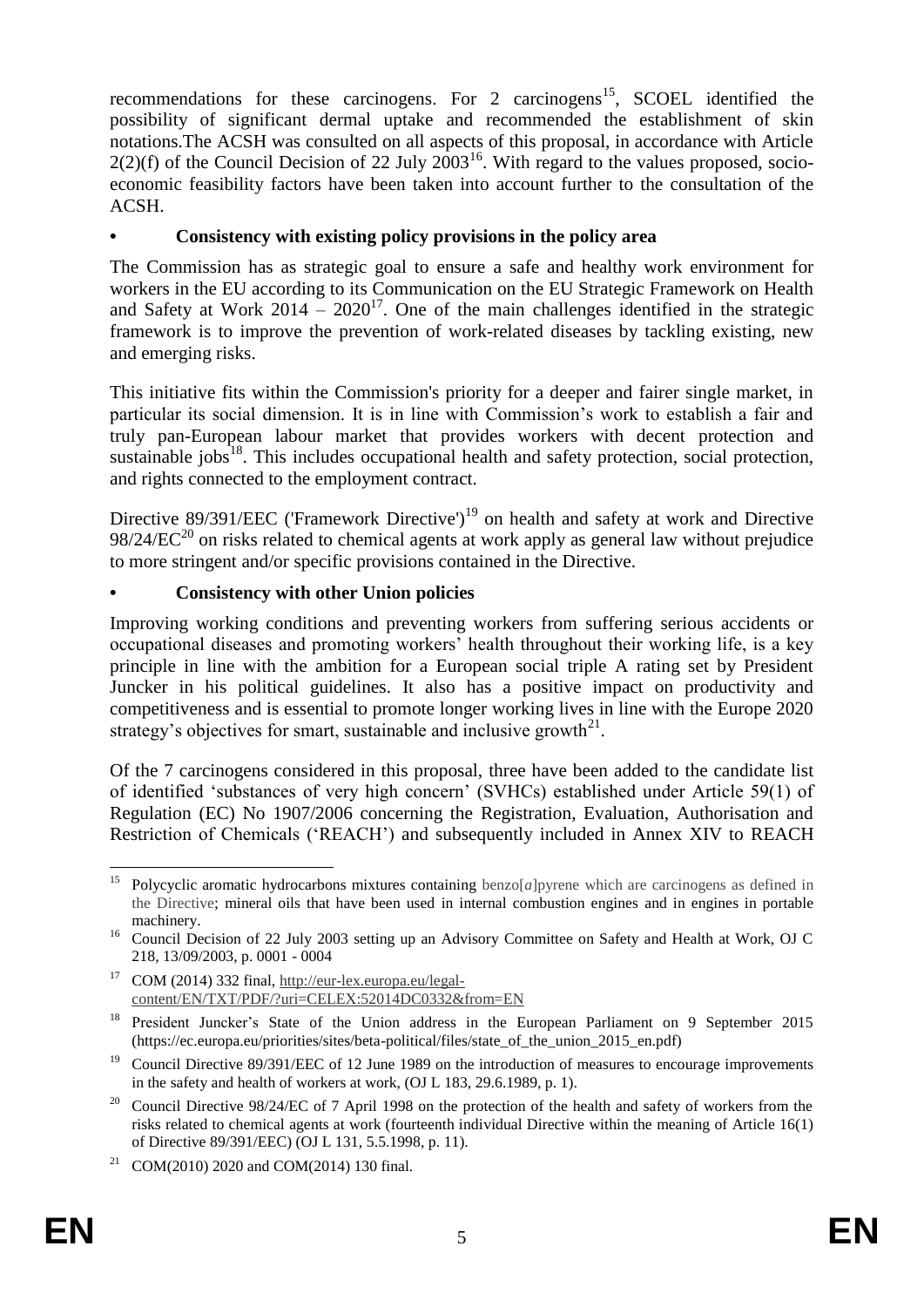recommendations for these carcinogens. For 2 carcinogens[15], SCOEL identified the possibility of significant dermal uptake and recommended the establishment of skin notations.The ACSH was consulted on all aspects of this proposal, in accordance with Article 2(2)(f) of the Council Decision of 22 July 2003[16]. With regard to the values proposed, socio-economic feasibility factors have been taken into account further to the consultation of the ACSH.

- **Consistency with existing policy provisions in the policy area**

The Commission has as strategic goal to ensure a safe and healthy work environment for workers in the EU according to its Communication on the EU Strategic Framework on Health and Safety at Work 2014 – 2020[17]. One of the main challenges identified in the strategic framework is to improve the prevention of work-related diseases by tackling existing, new and emerging risks.

This initiative fits within the Commission's priority for a deeper and fairer single market, in particular its social dimension. It is in line with Commission's work to establish a fair and truly pan-European labour market that provides workers with decent protection and sustainable jobs[18]. This includes occupational health and safety protection, social protection, and rights connected to the employment contract.

Directive 89/391/EEC ('Framework Directive')[19] on health and safety at work and Directive 98/24/EC[20] on risks related to chemical agents at work apply as general law without prejudice to more stringent and/or specific provisions contained in the Directive.

- **Consistency with other Union policies**

Improving working conditions and preventing workers from suffering serious accidents or occupational diseases and promoting workers' health throughout their working life, is a key principle in line with the ambition for a European social triple A rating set by President Juncker in his political guidelines. It also has a positive impact on productivity and competitiveness and is essential to promote longer working lives in line with the Europe 2020 strategy's objectives for smart, sustainable and inclusive growth[21].

Of the 7 carcinogens considered in this proposal, three have been added to the candidate list of identified 'substances of very high concern' (SVHCs) established under Article 59(1) of Regulation (EC) No 1907/2006 concerning the Registration, Evaluation, Authorisation and Restriction of Chemicals ('REACH') and subsequently included in Annex XIV to REACH

---

[15] Polycyclic aromatic hydrocarbons mixtures containing benzo[*a*]pyrene which are carcinogens as defined in the Directive; mineral oils that have been used in internal combustion engines and in engines in portable machinery.

[16] Council Decision of 22 July 2003 setting up an Advisory Committee on Safety and Health at Work, OJ C 218, 13/09/2003, p. 0001 - 0004

[17] COM (2014) 332 final, http://eur-lex.europa.eu/legal-content/EN/TXT/PDF/?uri=CELEX:52014DC0332&from=EN

[18] President Juncker's State of the Union address in the European Parliament on 9 September 2015 (https://ec.europa.eu/priorities/sites/beta-political/files/state_of_the_union_2015_en.pdf)

[19] Council Directive 89/391/EEC of 12 June 1989 on the introduction of measures to encourage improvements in the safety and health of workers at work, (OJ L 183, 29.6.1989, p. 1).

[20] Council Directive 98/24/EC of 7 April 1998 on the protection of the health and safety of workers from the risks related to chemical agents at work (fourteenth individual Directive within the meaning of Article 16(1) of Directive 89/391/EEC) (OJ L 131, 5.5.1998, p. 11).

[21] COM(2010) 2020 and COM(2014) 130 final.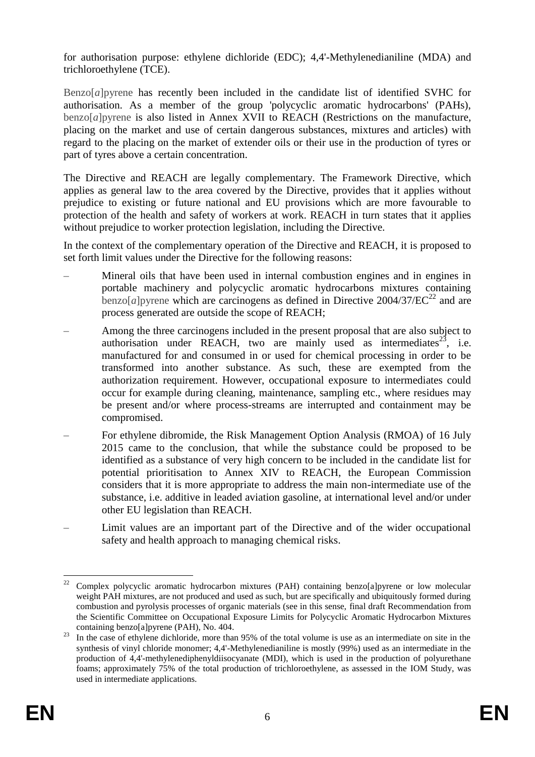for authorisation purpose: ethylene dichloride (EDC); 4,4'-Methylenedianiline (MDA) and trichloroethylene (TCE).

Benzo[*a*]pyrene has recently been included in the candidate list of identified SVHC for authorisation. As a member of the group 'polycyclic aromatic hydrocarbons' (PAHs), benzo[*a*]pyrene is also listed in Annex XVII to REACH (Restrictions on the manufacture, placing on the market and use of certain dangerous substances, mixtures and articles) with regard to the placing on the market of extender oils or their use in the production of tyres or part of tyres above a certain concentration.

The Directive and REACH are legally complementary. The Framework Directive, which applies as general law to the area covered by the Directive, provides that it applies without prejudice to existing or future national and EU provisions which are more favourable to protection of the health and safety of workers at work. REACH in turn states that it applies without prejudice to worker protection legislation, including the Directive.

In the context of the complementary operation of the Directive and REACH, it is proposed to set forth limit values under the Directive for the following reasons:

- Mineral oils that have been used in internal combustion engines and in engines in portable machinery and polycyclic aromatic hydrocarbons mixtures containing benzo[*a*]pyrene which are carcinogens as defined in Directive 2004/37/EC[22] and are process generated are outside the scope of REACH;
- Among the three carcinogens included in the present proposal that are also subject to authorisation under REACH, two are mainly used as intermediates[23], i.e. manufactured for and consumed in or used for chemical processing in order to be transformed into another substance. As such, these are exempted from the authorization requirement. However, occupational exposure to intermediates could occur for example during cleaning, maintenance, sampling etc., where residues may be present and/or where process-streams are interrupted and containment may be compromised.
- For ethylene dibromide, the Risk Management Option Analysis (RMOA) of 16 July 2015 came to the conclusion, that while the substance could be proposed to be identified as a substance of very high concern to be included in the candidate list for potential prioritisation to Annex XIV to REACH, the European Commission considers that it is more appropriate to address the main non-intermediate use of the substance, i.e. additive in leaded aviation gasoline, at international level and/or under other EU legislation than REACH.
- Limit values are an important part of the Directive and of the wider occupational safety and health approach to managing chemical risks.

---

[22] Complex polycyclic aromatic hydrocarbon mixtures (PAH) containing benzo[a]pyrene or low molecular weight PAH mixtures, are not produced and used as such, but are specifically and ubiquitously formed during combustion and pyrolysis processes of organic materials (see in this sense, final draft Recommendation from the Scientific Committee on Occupational Exposure Limits for Polycyclic Aromatic Hydrocarbon Mixtures containing benzo[a]pyrene (PAH), No. 404.

[23] In the case of ethylene dichloride, more than 95% of the total volume is use as an intermediate on site in the synthesis of vinyl chloride monomer; 4,4'-Methylenedianiline is mostly (99%) used as an intermediate in the production of 4,4'-methylenediphenyldiisocyanate (MDI), which is used in the production of polyurethane foams; approximately 75% of the total production of trichloroethylene, as assessed in the IOM Study, was used in intermediate applications.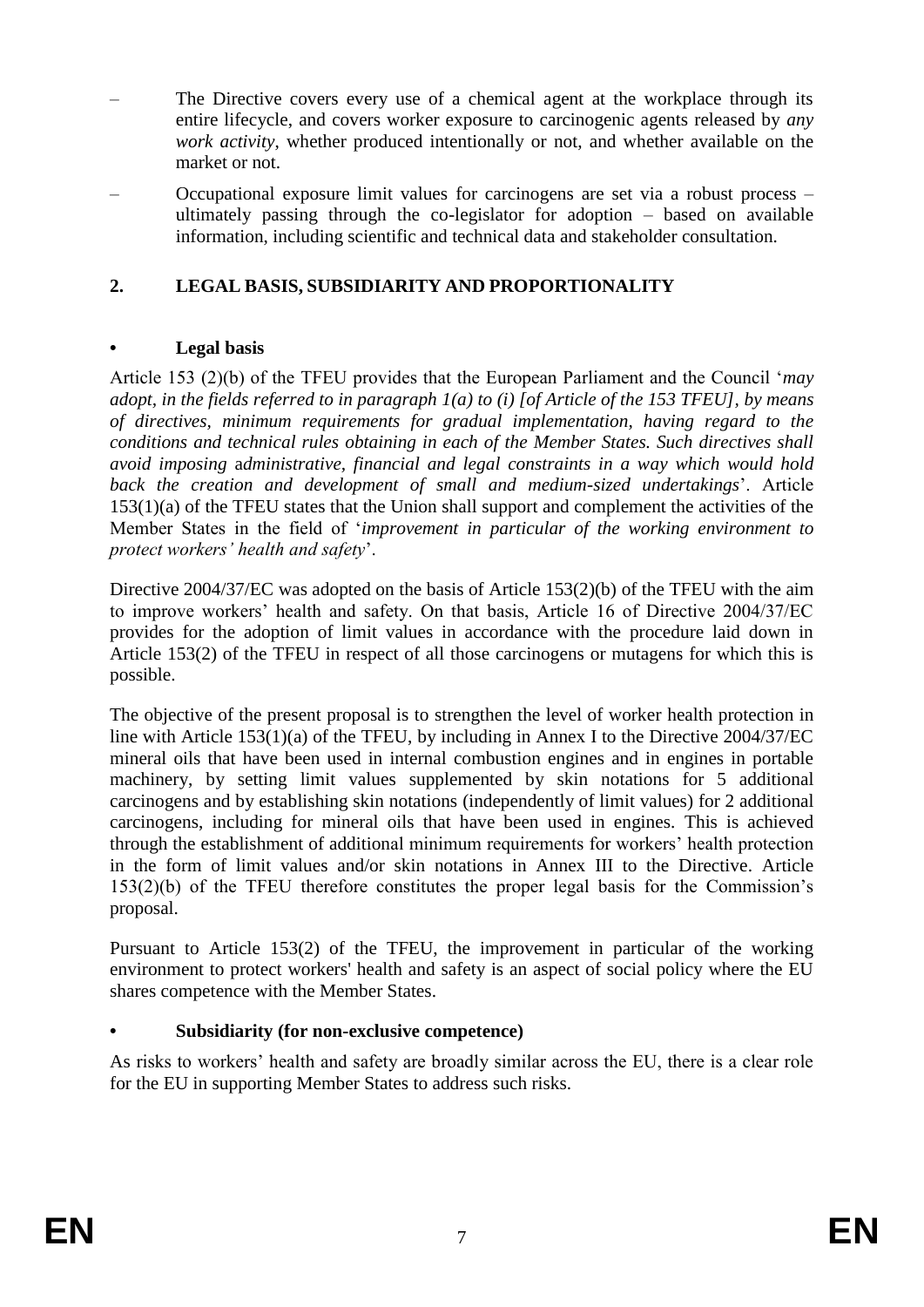- The Directive covers every use of a chemical agent at the workplace through its entire lifecycle, and covers worker exposure to carcinogenic agents released by *any work activity*, whether produced intentionally or not, and whether available on the market or not.
- Occupational exposure limit values for carcinogens are set via a robust process – ultimately passing through the co-legislator for adoption – based on available information, including scientific and technical data and stakeholder consultation.

## 2. LEGAL BASIS, SUBSIDIARITY AND PROPORTIONALITY

### • Legal basis

Article 153 (2)(b) of the TFEU provides that the European Parliament and the Council '*may adopt, in the fields referred to in paragraph 1(a) to (i) [of Article of the 153 TFEU], by means of directives, minimum requirements for gradual implementation, having regard to the conditions and technical rules obtaining in each of the Member States. Such directives shall avoid imposing administrative, financial and legal constraints in a way which would hold back the creation and development of small and medium-sized undertakings*'. Article 153(1)(a) of the TFEU states that the Union shall support and complement the activities of the Member States in the field of '*improvement in particular of the working environment to protect workers' health and safety*'.

Directive 2004/37/EC was adopted on the basis of Article 153(2)(b) of the TFEU with the aim to improve workers' health and safety. On that basis, Article 16 of Directive 2004/37/EC provides for the adoption of limit values in accordance with the procedure laid down in Article 153(2) of the TFEU in respect of all those carcinogens or mutagens for which this is possible.

The objective of the present proposal is to strengthen the level of worker health protection in line with Article 153(1)(a) of the TFEU, by including in Annex I to the Directive 2004/37/EC mineral oils that have been used in internal combustion engines and in engines in portable machinery, by setting limit values supplemented by skin notations for 5 additional carcinogens and by establishing skin notations (independently of limit values) for 2 additional carcinogens, including for mineral oils that have been used in engines. This is achieved through the establishment of additional minimum requirements for workers' health protection in the form of limit values and/or skin notations in Annex III to the Directive. Article 153(2)(b) of the TFEU therefore constitutes the proper legal basis for the Commission's proposal.

Pursuant to Article 153(2) of the TFEU, the improvement in particular of the working environment to protect workers' health and safety is an aspect of social policy where the EU shares competence with the Member States.

### • Subsidiarity (for non-exclusive competence)

As risks to workers' health and safety are broadly similar across the EU, there is a clear role for the EU in supporting Member States to address such risks.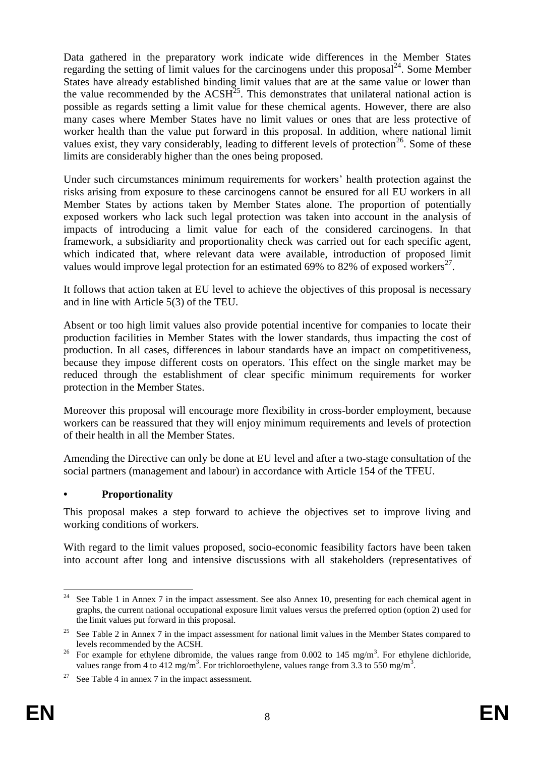Data gathered in the preparatory work indicate wide differences in the Member States regarding the setting of limit values for the carcinogens under this proposal[24]. Some Member States have already established binding limit values that are at the same value or lower than the value recommended by the ACSH[25]. This demonstrates that unilateral national action is possible as regards setting a limit value for these chemical agents. However, there are also many cases where Member States have no limit values or ones that are less protective of worker health than the value put forward in this proposal. In addition, where national limit values exist, they vary considerably, leading to different levels of protection[26]. Some of these limits are considerably higher than the ones being proposed.

Under such circumstances minimum requirements for workers' health protection against the risks arising from exposure to these carcinogens cannot be ensured for all EU workers in all Member States by actions taken by Member States alone. The proportion of potentially exposed workers who lack such legal protection was taken into account in the analysis of impacts of introducing a limit value for each of the considered carcinogens. In that framework, a subsidiarity and proportionality check was carried out for each specific agent, which indicated that, where relevant data were available, introduction of proposed limit values would improve legal protection for an estimated 69% to 82% of exposed workers[27].

It follows that action taken at EU level to achieve the objectives of this proposal is necessary and in line with Article 5(3) of the TEU.

Absent or too high limit values also provide potential incentive for companies to locate their production facilities in Member States with the lower standards, thus impacting the cost of production. In all cases, differences in labour standards have an impact on competitiveness, because they impose different costs on operators. This effect on the single market may be reduced through the establishment of clear specific minimum requirements for worker protection in the Member States.

Moreover this proposal will encourage more flexibility in cross-border employment, because workers can be reassured that they will enjoy minimum requirements and levels of protection of their health in all the Member States.

Amending the Directive can only be done at EU level and after a two-stage consultation of the social partners (management and labour) in accordance with Article 154 of the TFEU.

- **Proportionality**

This proposal makes a step forward to achieve the objectives set to improve living and working conditions of workers.

With regard to the limit values proposed, socio-economic feasibility factors have been taken into account after long and intensive discussions with all stakeholders (representatives of

---

[24] See Table 1 in Annex 7 in the impact assessment. See also Annex 10, presenting for each chemical agent in graphs, the current national occupational exposure limit values versus the preferred option (option 2) used for the limit values put forward in this proposal.

[25] See Table 2 in Annex 7 in the impact assessment for national limit values in the Member States compared to levels recommended by the ACSH.

[26] For example for ethylene dibromide, the values range from 0.002 to 145 mg/m$^3$. For ethylene dichloride, values range from 4 to 412 mg/m$^3$. For trichloroethylene, values range from 3.3 to 550 mg/m$^3$.

[27] See Table 4 in annex 7 in the impact assessment.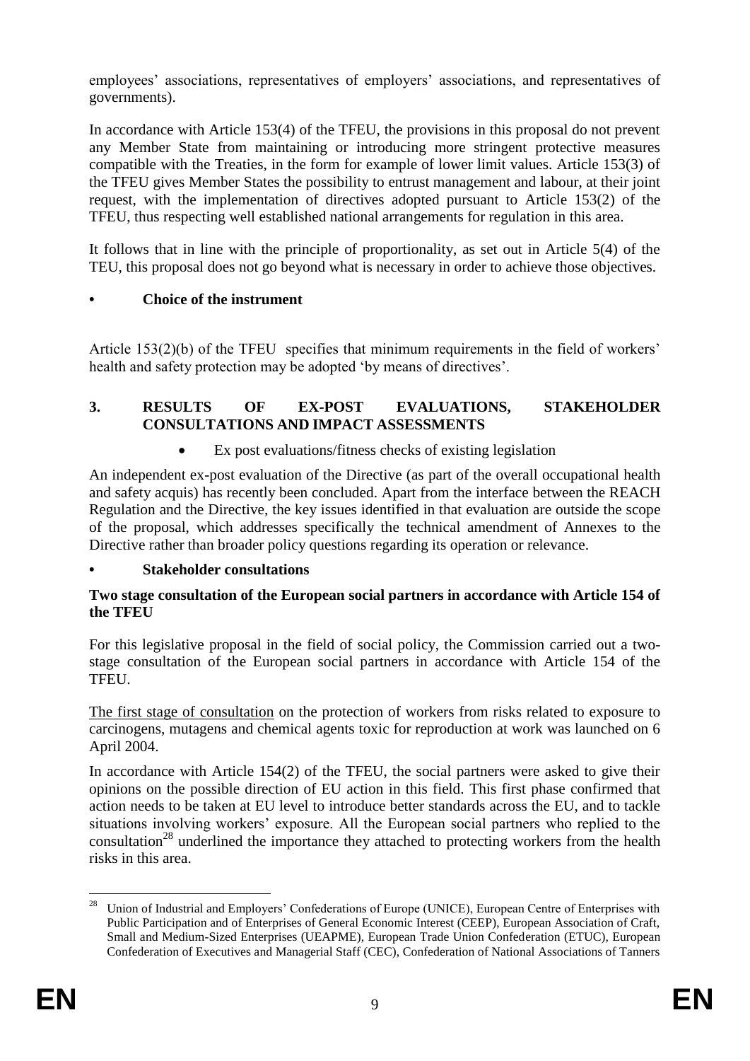employees' associations, representatives of employers' associations, and representatives of governments).

In accordance with Article 153(4) of the TFEU, the provisions in this proposal do not prevent any Member State from maintaining or introducing more stringent protective measures compatible with the Treaties, in the form for example of lower limit values. Article 153(3) of the TFEU gives Member States the possibility to entrust management and labour, at their joint request, with the implementation of directives adopted pursuant to Article 153(2) of the TFEU, thus respecting well established national arrangements for regulation in this area.

It follows that in line with the principle of proportionality, as set out in Article 5(4) of the TEU, this proposal does not go beyond what is necessary in order to achieve those objectives.

- **Choice of the instrument**

Article 153(2)(b) of the TFEU specifies that minimum requirements in the field of workers' health and safety protection may be adopted 'by means of directives'.

## 3. RESULTS OF EX-POST EVALUATIONS, STAKEHOLDER CONSULTATIONS AND IMPACT ASSESSMENTS

- Ex post evaluations/fitness checks of existing legislation

An independent ex-post evaluation of the Directive (as part of the overall occupational health and safety acquis) has recently been concluded. Apart from the interface between the REACH Regulation and the Directive, the key issues identified in that evaluation are outside the scope of the proposal, which addresses specifically the technical amendment of Annexes to the Directive rather than broader policy questions regarding its operation or relevance.

- **Stakeholder consultations**

**Two stage consultation of the European social partners in accordance with Article 154 of the TFEU**

For this legislative proposal in the field of social policy, the Commission carried out a two-stage consultation of the European social partners in accordance with Article 154 of the TFEU.

The first stage of consultation on the protection of workers from risks related to exposure to carcinogens, mutagens and chemical agents toxic for reproduction at work was launched on 6 April 2004.

In accordance with Article 154(2) of the TFEU, the social partners were asked to give their opinions on the possible direction of EU action in this field. This first phase confirmed that action needs to be taken at EU level to introduce better standards across the EU, and to tackle situations involving workers' exposure. All the European social partners who replied to the consultation[28] underlined the importance they attached to protecting workers from the health risks in this area.

---

[28] Union of Industrial and Employers' Confederations of Europe (UNICE), European Centre of Enterprises with Public Participation and of Enterprises of General Economic Interest (CEEP), European Association of Craft, Small and Medium-Sized Enterprises (UEAPME), European Trade Union Confederation (ETUC), European Confederation of Executives and Managerial Staff (CEC), Confederation of National Associations of Tanners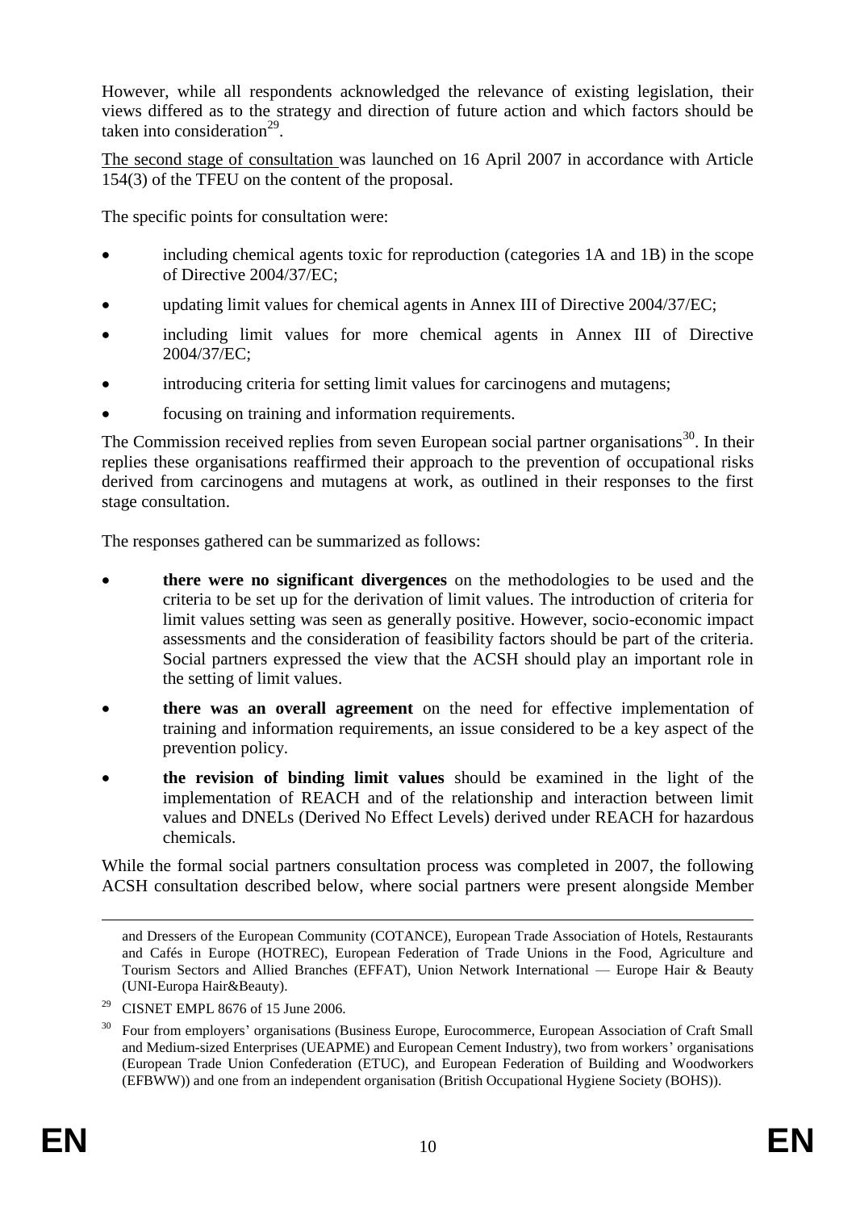However, while all respondents acknowledged the relevance of existing legislation, their views differed as to the strategy and direction of future action and which factors should be taken into consideration[29].

The second stage of consultation was launched on 16 April 2007 in accordance with Article 154(3) of the TFEU on the content of the proposal.

The specific points for consultation were:

- including chemical agents toxic for reproduction (categories 1A and 1B) in the scope of Directive 2004/37/EC;
- updating limit values for chemical agents in Annex III of Directive 2004/37/EC;
- including limit values for more chemical agents in Annex III of Directive 2004/37/EC;
- introducing criteria for setting limit values for carcinogens and mutagens;
- focusing on training and information requirements.

The Commission received replies from seven European social partner organisations[30]. In their replies these organisations reaffirmed their approach to the prevention of occupational risks derived from carcinogens and mutagens at work, as outlined in their responses to the first stage consultation.

The responses gathered can be summarized as follows:

- **there were no significant divergences** on the methodologies to be used and the criteria to be set up for the derivation of limit values. The introduction of criteria for limit values setting was seen as generally positive. However, socio-economic impact assessments and the consideration of feasibility factors should be part of the criteria. Social partners expressed the view that the ACSH should play an important role in the setting of limit values.
- **there was an overall agreement** on the need for effective implementation of training and information requirements, an issue considered to be a key aspect of the prevention policy.
- **the revision of binding limit values** should be examined in the light of the implementation of REACH and of the relationship and interaction between limit values and DNELs (Derived No Effect Levels) derived under REACH for hazardous chemicals.

While the formal social partners consultation process was completed in 2007, the following ACSH consultation described below, where social partners were present alongside Member

and Dressers of the European Community (COTANCE), European Trade Association of Hotels, Restaurants and Cafés in Europe (HOTREC), European Federation of Trade Unions in the Food, Agriculture and Tourism Sectors and Allied Branches (EFFAT), Union Network International — Europe Hair & Beauty (UNI-Europa Hair&Beauty).

[29] CISNET EMPL 8676 of 15 June 2006.

[30] Four from employers' organisations (Business Europe, Eurocommerce, European Association of Craft Small and Medium-sized Enterprises (UEAPME) and European Cement Industry), two from workers' organisations (European Trade Union Confederation (ETUC), and European Federation of Building and Woodworkers (EFBWW)) and one from an independent organisation (British Occupational Hygiene Society (BOHS)).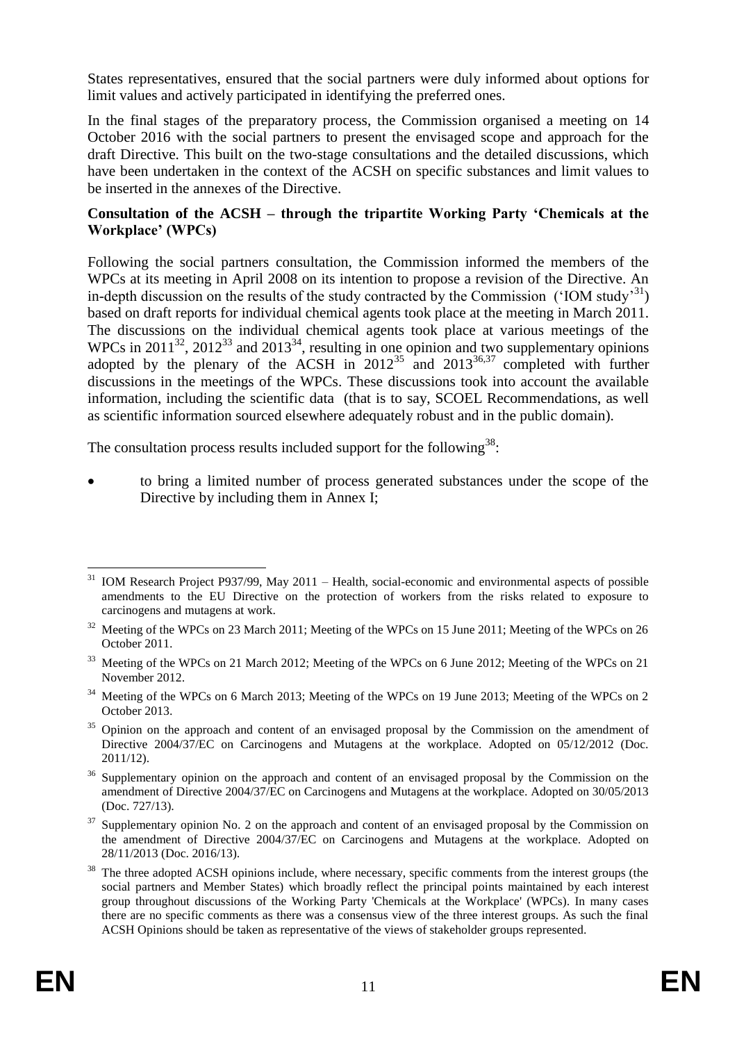States representatives, ensured that the social partners were duly informed about options for limit values and actively participated in identifying the preferred ones.

In the final stages of the preparatory process, the Commission organised a meeting on 14 October 2016 with the social partners to present the envisaged scope and approach for the draft Directive. This built on the two-stage consultations and the detailed discussions, which have been undertaken in the context of the ACSH on specific substances and limit values to be inserted in the annexes of the Directive.

**Consultation of the ACSH – through the tripartite Working Party 'Chemicals at the Workplace' (WPCs)**

Following the social partners consultation, the Commission informed the members of the WPCs at its meeting in April 2008 on its intention to propose a revision of the Directive. An in-depth discussion on the results of the study contracted by the Commission ('IOM study'[31]) based on draft reports for individual chemical agents took place at the meeting in March 2011. The discussions on the individual chemical agents took place at various meetings of the WPCs in 2011[32], 2012[33] and 2013[34], resulting in one opinion and two supplementary opinions adopted by the plenary of the ACSH in 2012[35] and 2013[36,37] completed with further discussions in the meetings of the WPCs. These discussions took into account the available information, including the scientific data (that is to say, SCOEL Recommendations, as well as scientific information sourced elsewhere adequately robust and in the public domain).

The consultation process results included support for the following[38]:

- to bring a limited number of process generated substances under the scope of the Directive by including them in Annex I;

---

[31] IOM Research Project P937/99, May 2011 – Health, social-economic and environmental aspects of possible amendments to the EU Directive on the protection of workers from the risks related to exposure to carcinogens and mutagens at work.

[32] Meeting of the WPCs on 23 March 2011; Meeting of the WPCs on 15 June 2011; Meeting of the WPCs on 26 October 2011.

[33] Meeting of the WPCs on 21 March 2012; Meeting of the WPCs on 6 June 2012; Meeting of the WPCs on 21 November 2012.

[34] Meeting of the WPCs on 6 March 2013; Meeting of the WPCs on 19 June 2013; Meeting of the WPCs on 2 October 2013.

[35] Opinion on the approach and content of an envisaged proposal by the Commission on the amendment of Directive 2004/37/EC on Carcinogens and Mutagens at the workplace. Adopted on 05/12/2012 (Doc. 2011/12).

[36] Supplementary opinion on the approach and content of an envisaged proposal by the Commission on the amendment of Directive 2004/37/EC on Carcinogens and Mutagens at the workplace. Adopted on 30/05/2013 (Doc. 727/13).

[37] Supplementary opinion No. 2 on the approach and content of an envisaged proposal by the Commission on the amendment of Directive 2004/37/EC on Carcinogens and Mutagens at the workplace. Adopted on 28/11/2013 (Doc. 2016/13).

[38] The three adopted ACSH opinions include, where necessary, specific comments from the interest groups (the social partners and Member States) which broadly reflect the principal points maintained by each interest group throughout discussions of the Working Party 'Chemicals at the Workplace' (WPCs). In many cases there are no specific comments as there was a consensus view of the three interest groups. As such the final ACSH Opinions should be taken as representative of the views of stakeholder groups represented.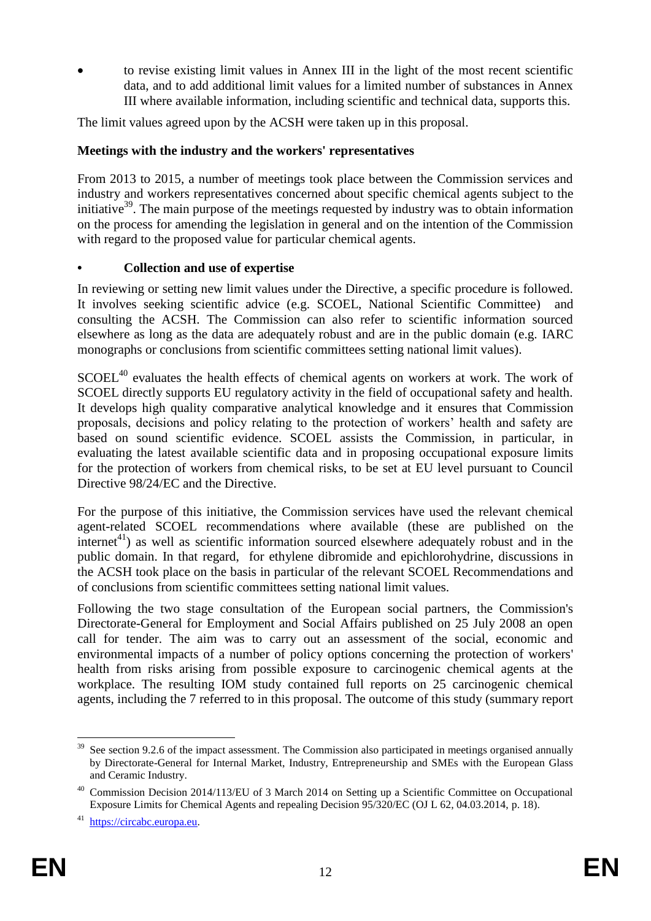- to revise existing limit values in Annex III in the light of the most recent scientific data, and to add additional limit values for a limited number of substances in Annex III where available information, including scientific and technical data, supports this.

The limit values agreed upon by the ACSH were taken up in this proposal.

**Meetings with the industry and the workers' representatives**

From 2013 to 2015, a number of meetings took place between the Commission services and industry and workers representatives concerned about specific chemical agents subject to the initiative[39]. The main purpose of the meetings requested by industry was to obtain information on the process for amending the legislation in general and on the intention of the Commission with regard to the proposed value for particular chemical agents.

- **Collection and use of expertise**

In reviewing or setting new limit values under the Directive, a specific procedure is followed. It involves seeking scientific advice (e.g. SCOEL, National Scientific Committee) and consulting the ACSH. The Commission can also refer to scientific information sourced elsewhere as long as the data are adequately robust and are in the public domain (e.g. IARC monographs or conclusions from scientific committees setting national limit values).

SCOEL[40] evaluates the health effects of chemical agents on workers at work. The work of SCOEL directly supports EU regulatory activity in the field of occupational safety and health. It develops high quality comparative analytical knowledge and it ensures that Commission proposals, decisions and policy relating to the protection of workers' health and safety are based on sound scientific evidence. SCOEL assists the Commission, in particular, in evaluating the latest available scientific data and in proposing occupational exposure limits for the protection of workers from chemical risks, to be set at EU level pursuant to Council Directive 98/24/EC and the Directive.

For the purpose of this initiative, the Commission services have used the relevant chemical agent-related SCOEL recommendations where available (these are published on the internet[41]) as well as scientific information sourced elsewhere adequately robust and in the public domain. In that regard, for ethylene dibromide and epichlorohydrine, discussions in the ACSH took place on the basis in particular of the relevant SCOEL Recommendations and of conclusions from scientific committees setting national limit values.

Following the two stage consultation of the European social partners, the Commission's Directorate-General for Employment and Social Affairs published on 25 July 2008 an open call for tender. The aim was to carry out an assessment of the social, economic and environmental impacts of a number of policy options concerning the protection of workers' health from risks arising from possible exposure to carcinogenic chemical agents at the workplace. The resulting IOM study contained full reports on 25 carcinogenic chemical agents, including the 7 referred to in this proposal. The outcome of this study (summary report

---

[39] See section 9.2.6 of the impact assessment. The Commission also participated in meetings organised annually by Directorate-General for Internal Market, Industry, Entrepreneurship and SMEs with the European Glass and Ceramic Industry.

[40] Commission Decision 2014/113/EU of 3 March 2014 on Setting up a Scientific Committee on Occupational Exposure Limits for Chemical Agents and repealing Decision 95/320/EC (OJ L 62, 04.03.2014, p. 18).

[41] https://circabc.europa.eu.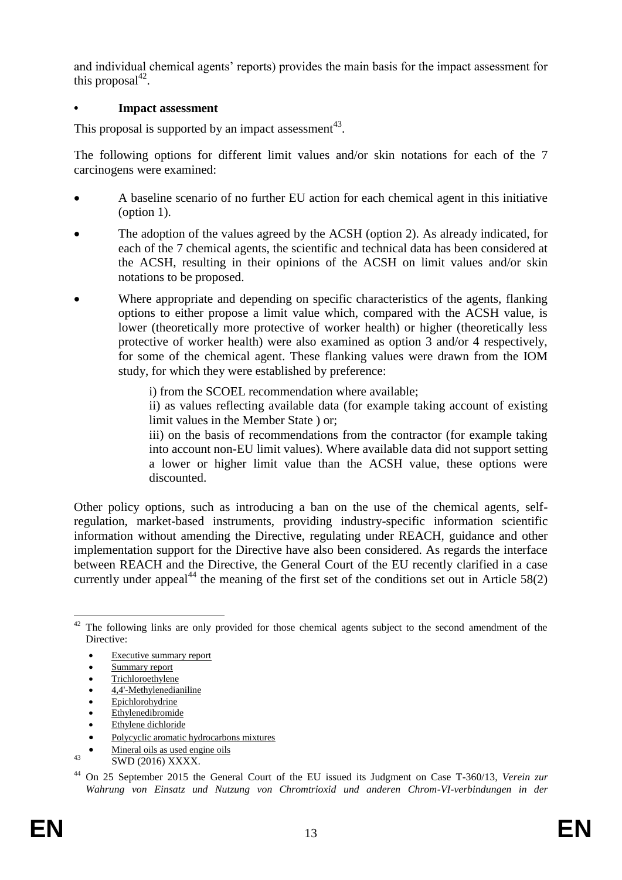and individual chemical agents' reports) provides the main basis for the impact assessment for this proposal[42].

- **Impact assessment**

This proposal is supported by an impact assessment[43].

The following options for different limit values and/or skin notations for each of the 7 carcinogens were examined:

- A baseline scenario of no further EU action for each chemical agent in this initiative (option 1).
- The adoption of the values agreed by the ACSH (option 2). As already indicated, for each of the 7 chemical agents, the scientific and technical data has been considered at the ACSH, resulting in their opinions of the ACSH on limit values and/or skin notations to be proposed.
- Where appropriate and depending on specific characteristics of the agents, flanking options to either propose a limit value which, compared with the ACSH value, is lower (theoretically more protective of worker health) or higher (theoretically less protective of worker health) were also examined as option 3 and/or 4 respectively, for some of the chemical agent. These flanking values were drawn from the IOM study, for which they were established by preference:

  i) from the SCOEL recommendation where available;

  ii) as values reflecting available data (for example taking account of existing limit values in the Member State ) or;

  iii) on the basis of recommendations from the contractor (for example taking into account non-EU limit values). Where available data did not support setting a lower or higher limit value than the ACSH value, these options were discounted.

Other policy options, such as introducing a ban on the use of the chemical agents, self-regulation, market-based instruments, providing industry-specific information scientific information without amending the Directive, regulating under REACH, guidance and other implementation support for the Directive have also been considered. As regards the interface between REACH and the Directive, the General Court of the EU recently clarified in a case currently under appeal[44] the meaning of the first set of the conditions set out in Article 58(2)

---

[42] The following links are only provided for those chemical agents subject to the second amendment of the Directive:

- Executive summary report
- Summary report
- Trichloroethylene
- 4,4'-Methylenedianiline
- Epichlorohydrine
- Ethylenedibromide
- Ethylene dichloride
- Polycyclic aromatic hydrocarbons mixtures
- Mineral oils as used engine oils

[43] SWD (2016) XXXX.

[44] On 25 September 2015 the General Court of the EU issued its Judgment on Case T-360/13, *Verein zur Wahrung von Einsatz und Nutzung von Chromtrioxid und anderen Chrom-VI-verbindungen in der*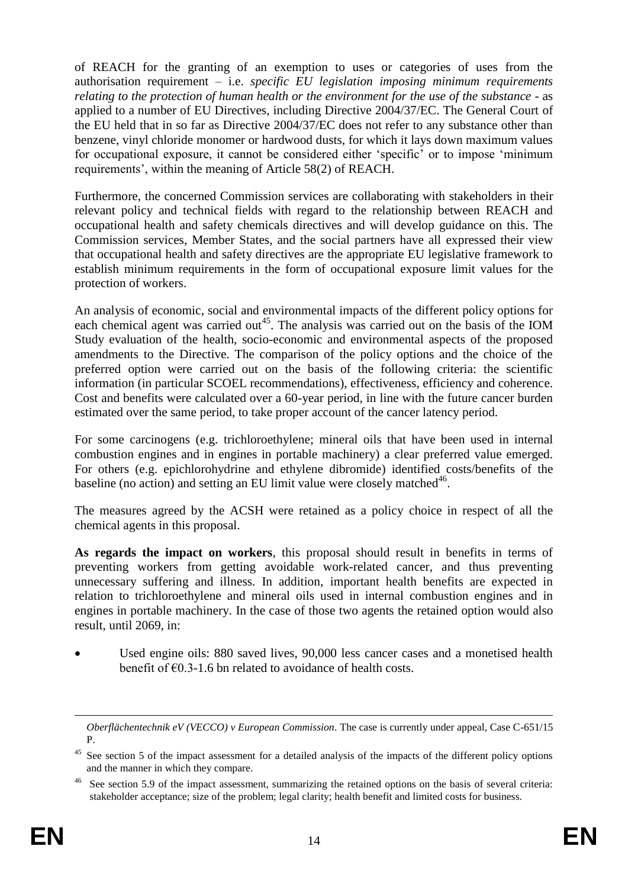of REACH for the granting of an exemption to uses or categories of uses from the authorisation requirement – i.e. *specific EU legislation imposing minimum requirements relating to the protection of human health or the environment for the use of the substance* - as applied to a number of EU Directives, including Directive 2004/37/EC. The General Court of the EU held that in so far as Directive 2004/37/EC does not refer to any substance other than benzene, vinyl chloride monomer or hardwood dusts, for which it lays down maximum values for occupational exposure, it cannot be considered either 'specific' or to impose 'minimum requirements', within the meaning of Article 58(2) of REACH.

Furthermore, the concerned Commission services are collaborating with stakeholders in their relevant policy and technical fields with regard to the relationship between REACH and occupational health and safety chemicals directives and will develop guidance on this. The Commission services, Member States, and the social partners have all expressed their view that occupational health and safety directives are the appropriate EU legislative framework to establish minimum requirements in the form of occupational exposure limit values for the protection of workers.

An analysis of economic, social and environmental impacts of the different policy options for each chemical agent was carried out[45]. The analysis was carried out on the basis of the IOM Study evaluation of the health, socio-economic and environmental aspects of the proposed amendments to the Directive. The comparison of the policy options and the choice of the preferred option were carried out on the basis of the following criteria: the scientific information (in particular SCOEL recommendations), effectiveness, efficiency and coherence. Cost and benefits were calculated over a 60-year period, in line with the future cancer burden estimated over the same period, to take proper account of the cancer latency period.

For some carcinogens (e.g. trichloroethylene; mineral oils that have been used in internal combustion engines and in engines in portable machinery) a clear preferred value emerged. For others (e.g. epichlorohydrine and ethylene dibromide) identified costs/benefits of the baseline (no action) and setting an EU limit value were closely matched[46].

The measures agreed by the ACSH were retained as a policy choice in respect of all the chemical agents in this proposal.

**As regards the impact on workers**, this proposal should result in benefits in terms of preventing workers from getting avoidable work-related cancer, and thus preventing unnecessary suffering and illness. In addition, important health benefits are expected in relation to trichloroethylene and mineral oils used in internal combustion engines and in engines in portable machinery. In the case of those two agents the retained option would also result, until 2069, in:

- Used engine oils: 880 saved lives, 90,000 less cancer cases and a monetised health benefit of €0.3-1.6 bn related to avoidance of health costs.

---

*Oberflächentechnik eV (VECCO) v European Commission*. The case is currently under appeal, Case C-651/15 P.

[45] See section 5 of the impact assessment for a detailed analysis of the impacts of the different policy options and the manner in which they compare.

[46] See section 5.9 of the impact assessment, summarizing the retained options on the basis of several criteria: stakeholder acceptance; size of the problem; legal clarity; health benefit and limited costs for business.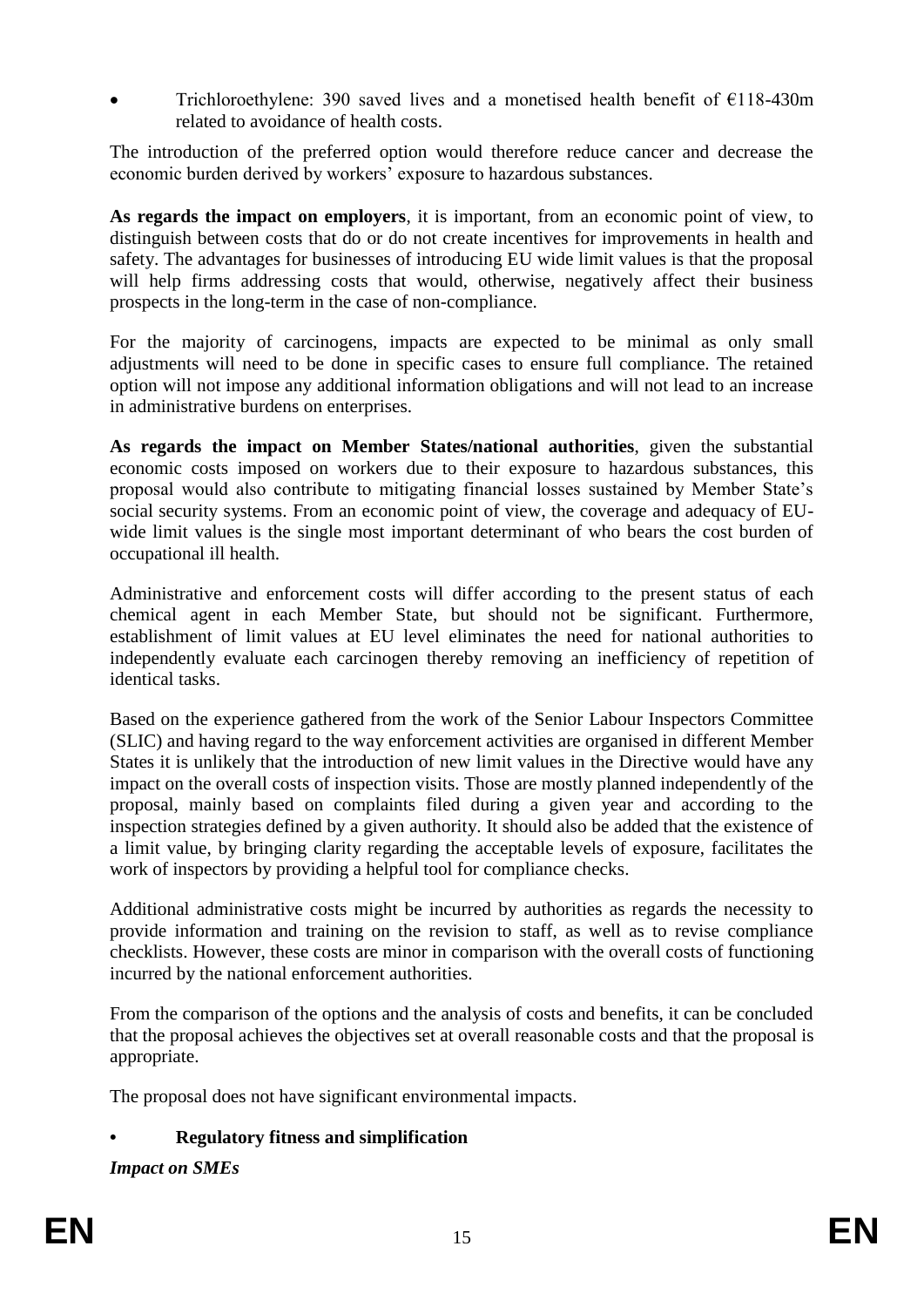- Trichloroethylene: 390 saved lives and a monetised health benefit of €118-430m related to avoidance of health costs.

The introduction of the preferred option would therefore reduce cancer and decrease the economic burden derived by workers' exposure to hazardous substances.

**As regards the impact on employers**, it is important, from an economic point of view, to distinguish between costs that do or do not create incentives for improvements in health and safety. The advantages for businesses of introducing EU wide limit values is that the proposal will help firms addressing costs that would, otherwise, negatively affect their business prospects in the long-term in the case of non-compliance.

For the majority of carcinogens, impacts are expected to be minimal as only small adjustments will need to be done in specific cases to ensure full compliance. The retained option will not impose any additional information obligations and will not lead to an increase in administrative burdens on enterprises.

**As regards the impact on Member States/national authorities**, given the substantial economic costs imposed on workers due to their exposure to hazardous substances, this proposal would also contribute to mitigating financial losses sustained by Member State's social security systems. From an economic point of view, the coverage and adequacy of EU-wide limit values is the single most important determinant of who bears the cost burden of occupational ill health.

Administrative and enforcement costs will differ according to the present status of each chemical agent in each Member State, but should not be significant. Furthermore, establishment of limit values at EU level eliminates the need for national authorities to independently evaluate each carcinogen thereby removing an inefficiency of repetition of identical tasks.

Based on the experience gathered from the work of the Senior Labour Inspectors Committee (SLIC) and having regard to the way enforcement activities are organised in different Member States it is unlikely that the introduction of new limit values in the Directive would have any impact on the overall costs of inspection visits. Those are mostly planned independently of the proposal, mainly based on complaints filed during a given year and according to the inspection strategies defined by a given authority. It should also be added that the existence of a limit value, by bringing clarity regarding the acceptable levels of exposure, facilitates the work of inspectors by providing a helpful tool for compliance checks.

Additional administrative costs might be incurred by authorities as regards the necessity to provide information and training on the revision to staff, as well as to revise compliance checklists. However, these costs are minor in comparison with the overall costs of functioning incurred by the national enforcement authorities.

From the comparison of the options and the analysis of costs and benefits, it can be concluded that the proposal achieves the objectives set at overall reasonable costs and that the proposal is appropriate.

The proposal does not have significant environmental impacts.

- **Regulatory fitness and simplification**

***Impact on SMEs***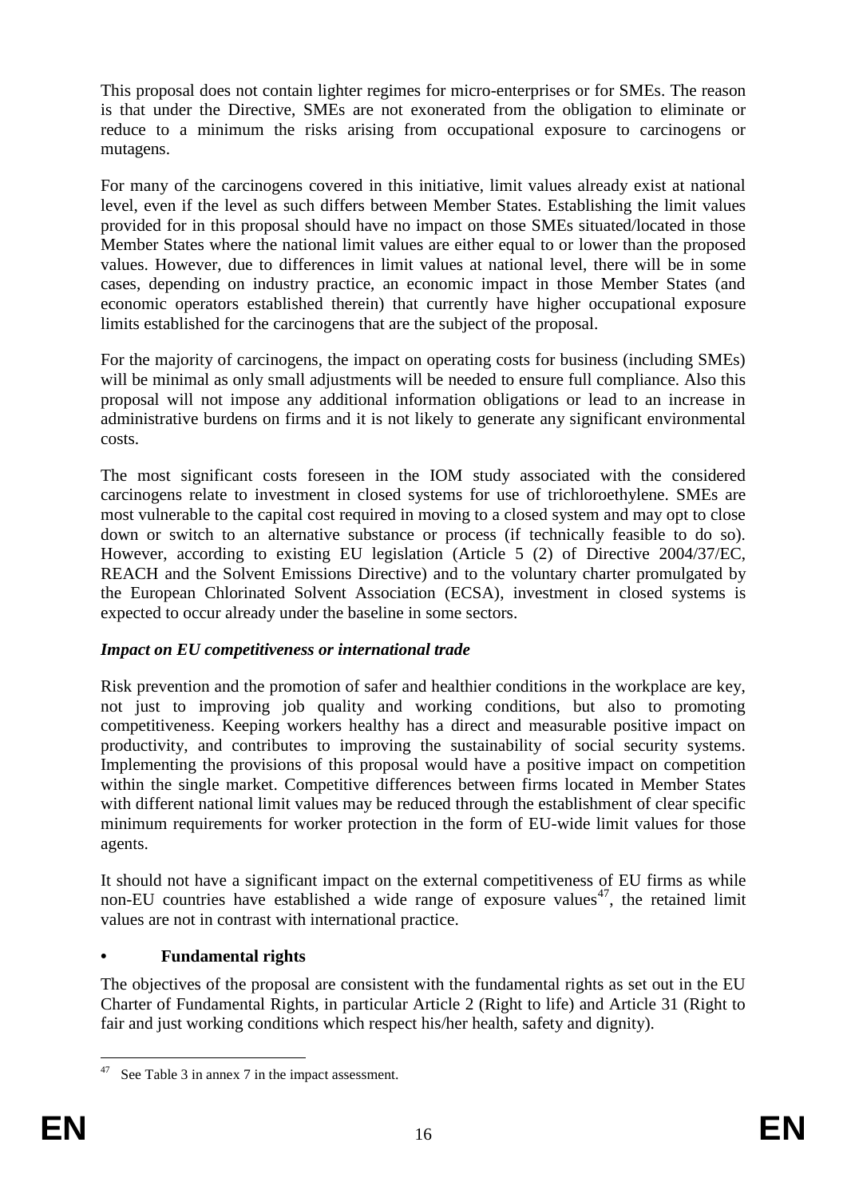This proposal does not contain lighter regimes for micro-enterprises or for SMEs. The reason is that under the Directive, SMEs are not exonerated from the obligation to eliminate or reduce to a minimum the risks arising from occupational exposure to carcinogens or mutagens.

For many of the carcinogens covered in this initiative, limit values already exist at national level, even if the level as such differs between Member States. Establishing the limit values provided for in this proposal should have no impact on those SMEs situated/located in those Member States where the national limit values are either equal to or lower than the proposed values. However, due to differences in limit values at national level, there will be in some cases, depending on industry practice, an economic impact in those Member States (and economic operators established therein) that currently have higher occupational exposure limits established for the carcinogens that are the subject of the proposal.

For the majority of carcinogens, the impact on operating costs for business (including SMEs) will be minimal as only small adjustments will be needed to ensure full compliance. Also this proposal will not impose any additional information obligations or lead to an increase in administrative burdens on firms and it is not likely to generate any significant environmental costs.

The most significant costs foreseen in the IOM study associated with the considered carcinogens relate to investment in closed systems for use of trichloroethylene. SMEs are most vulnerable to the capital cost required in moving to a closed system and may opt to close down or switch to an alternative substance or process (if technically feasible to do so). However, according to existing EU legislation (Article 5 (2) of Directive 2004/37/EC, REACH and the Solvent Emissions Directive) and to the voluntary charter promulgated by the European Chlorinated Solvent Association (ECSA), investment in closed systems is expected to occur already under the baseline in some sectors.

***Impact on EU competitiveness or international trade***

Risk prevention and the promotion of safer and healthier conditions in the workplace are key, not just to improving job quality and working conditions, but also to promoting competitiveness. Keeping workers healthy has a direct and measurable positive impact on productivity, and contributes to improving the sustainability of social security systems. Implementing the provisions of this proposal would have a positive impact on competition within the single market. Competitive differences between firms located in Member States with different national limit values may be reduced through the establishment of clear specific minimum requirements for worker protection in the form of EU-wide limit values for those agents.

It should not have a significant impact on the external competitiveness of EU firms as while non-EU countries have established a wide range of exposure values[47], the retained limit values are not in contrast with international practice.

- **Fundamental rights**

The objectives of the proposal are consistent with the fundamental rights as set out in the EU Charter of Fundamental Rights, in particular Article 2 (Right to life) and Article 31 (Right to fair and just working conditions which respect his/her health, safety and dignity).

---

[47] See Table 3 in annex 7 in the impact assessment.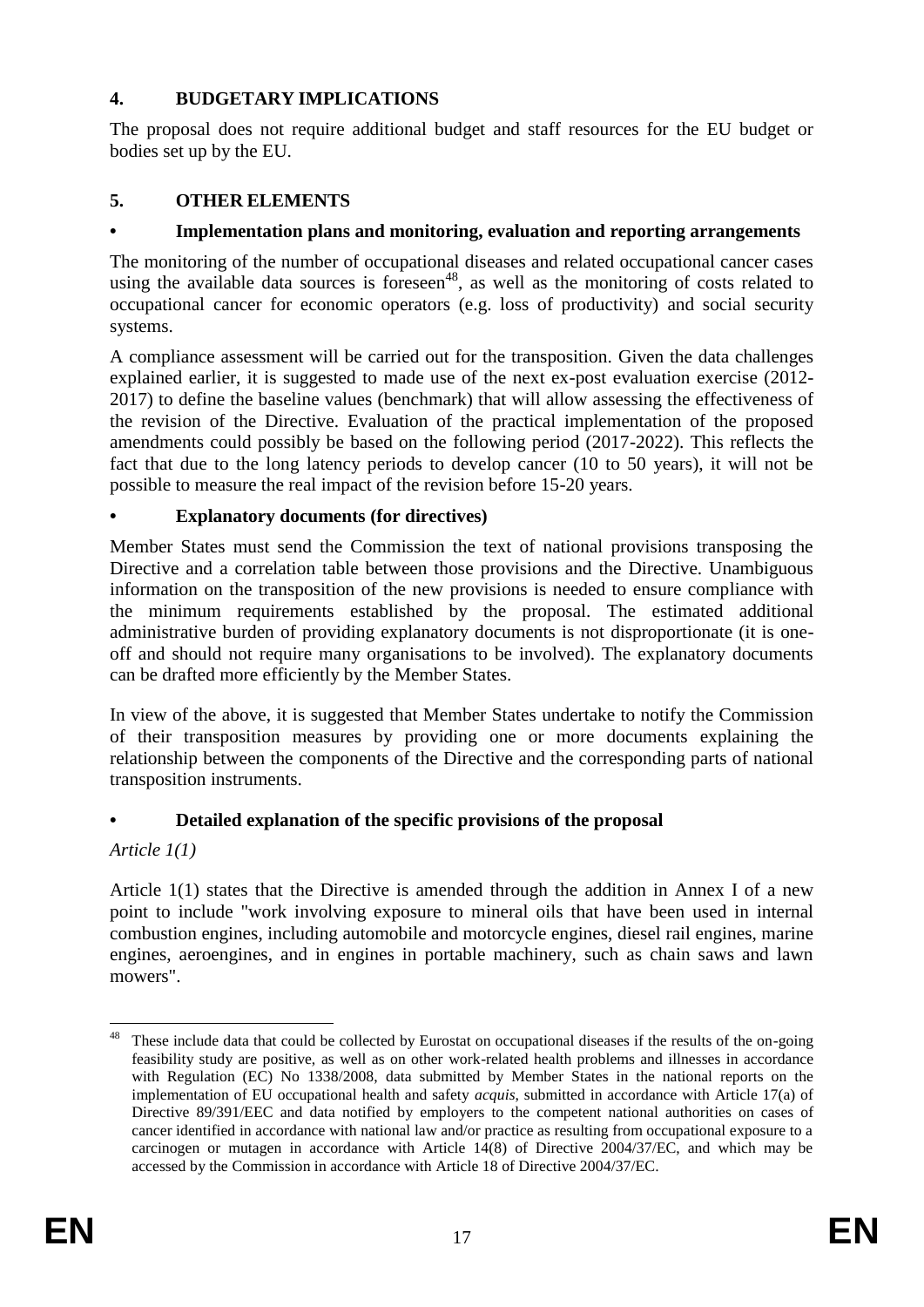## 4. BUDGETARY IMPLICATIONS

The proposal does not require additional budget and staff resources for the EU budget or bodies set up by the EU.

## 5. OTHER ELEMENTS

### • Implementation plans and monitoring, evaluation and reporting arrangements

The monitoring of the number of occupational diseases and related occupational cancer cases using the available data sources is foreseen[48], as well as the monitoring of costs related to occupational cancer for economic operators (e.g. loss of productivity) and social security systems.

A compliance assessment will be carried out for the transposition. Given the data challenges explained earlier, it is suggested to made use of the next ex-post evaluation exercise (2012-2017) to define the baseline values (benchmark) that will allow assessing the effectiveness of the revision of the Directive. Evaluation of the practical implementation of the proposed amendments could possibly be based on the following period (2017-2022). This reflects the fact that due to the long latency periods to develop cancer (10 to 50 years), it will not be possible to measure the real impact of the revision before 15-20 years.

### • Explanatory documents (for directives)

Member States must send the Commission the text of national provisions transposing the Directive and a correlation table between those provisions and the Directive. Unambiguous information on the transposition of the new provisions is needed to ensure compliance with the minimum requirements established by the proposal. The estimated additional administrative burden of providing explanatory documents is not disproportionate (it is one-off and should not require many organisations to be involved). The explanatory documents can be drafted more efficiently by the Member States.

In view of the above, it is suggested that Member States undertake to notify the Commission of their transposition measures by providing one or more documents explaining the relationship between the components of the Directive and the corresponding parts of national transposition instruments.

### • Detailed explanation of the specific provisions of the proposal

*Article 1(1)*

Article 1(1) states that the Directive is amended through the addition in Annex I of a new point to include "work involving exposure to mineral oils that have been used in internal combustion engines, including automobile and motorcycle engines, diesel rail engines, marine engines, aeroengines, and in engines in portable machinery, such as chain saws and lawn mowers".

---

[48] These include data that could be collected by Eurostat on occupational diseases if the results of the on-going feasibility study are positive, as well as on other work-related health problems and illnesses in accordance with Regulation (EC) No 1338/2008, data submitted by Member States in the national reports on the implementation of EU occupational health and safety *acquis*, submitted in accordance with Article 17(a) of Directive 89/391/EEC and data notified by employers to the competent national authorities on cases of cancer identified in accordance with national law and/or practice as resulting from occupational exposure to a carcinogen or mutagen in accordance with Article 14(8) of Directive 2004/37/EC, and which may be accessed by the Commission in accordance with Article 18 of Directive 2004/37/EC.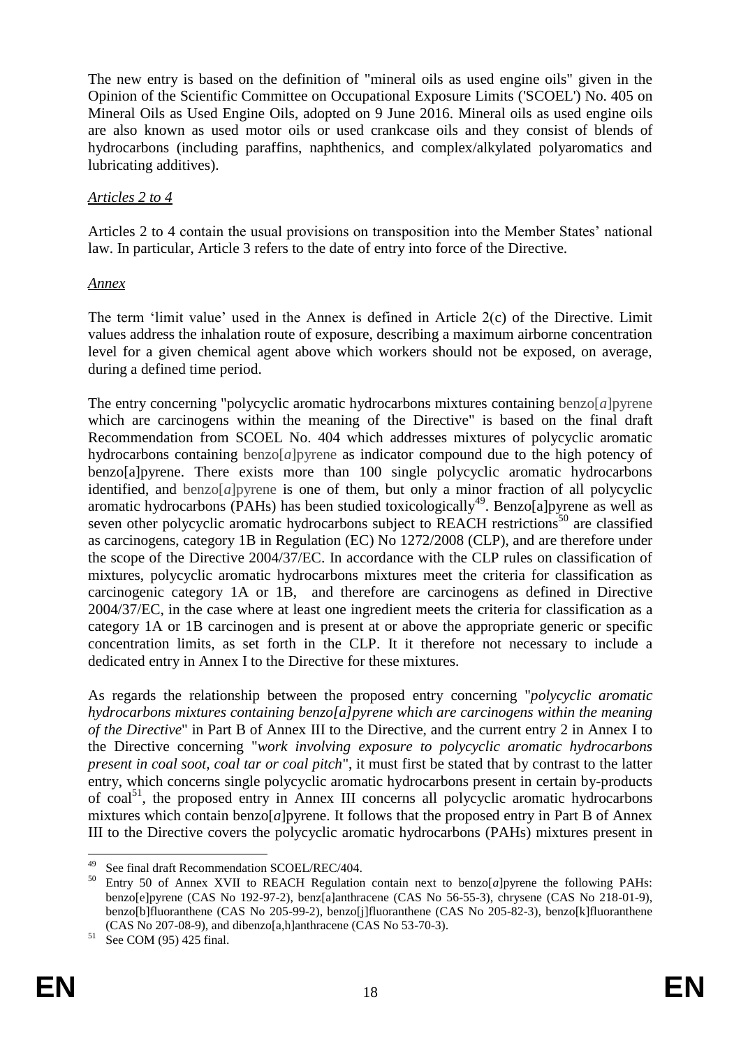The new entry is based on the definition of "mineral oils as used engine oils" given in the Opinion of the Scientific Committee on Occupational Exposure Limits ('SCOEL') No. 405 on Mineral Oils as Used Engine Oils, adopted on 9 June 2016. Mineral oils as used engine oils are also known as used motor oils or used crankcase oils and they consist of blends of hydrocarbons (including paraffins, naphthenics, and complex/alkylated polyaromatics and lubricating additives).

*Articles 2 to 4*

Articles 2 to 4 contain the usual provisions on transposition into the Member States' national law. In particular, Article 3 refers to the date of entry into force of the Directive.

*Annex*

The term 'limit value' used in the Annex is defined in Article 2(c) of the Directive. Limit values address the inhalation route of exposure, describing a maximum airborne concentration level for a given chemical agent above which workers should not be exposed, on average, during a defined time period.

The entry concerning "polycyclic aromatic hydrocarbons mixtures containing benzo[*a*]pyrene which are carcinogens within the meaning of the Directive" is based on the final draft Recommendation from SCOEL No. 404 which addresses mixtures of polycyclic aromatic hydrocarbons containing benzo[*a*]pyrene as indicator compound due to the high potency of benzo[a]pyrene. There exists more than 100 single polycyclic aromatic hydrocarbons identified, and benzo[*a*]pyrene is one of them, but only a minor fraction of all polycyclic aromatic hydrocarbons (PAHs) has been studied toxicologically[49]. Benzo[a]pyrene as well as seven other polycyclic aromatic hydrocarbons subject to REACH restrictions[50] are classified as carcinogens, category 1B in Regulation (EC) No 1272/2008 (CLP), and are therefore under the scope of the Directive 2004/37/EC. In accordance with the CLP rules on classification of mixtures, polycyclic aromatic hydrocarbons mixtures meet the criteria for classification as carcinogenic category 1A or 1B, and therefore are carcinogens as defined in Directive 2004/37/EC, in the case where at least one ingredient meets the criteria for classification as a category 1A or 1B carcinogen and is present at or above the appropriate generic or specific concentration limits, as set forth in the CLP. It it therefore not necessary to include a dedicated entry in Annex I to the Directive for these mixtures.

As regards the relationship between the proposed entry concerning "*polycyclic aromatic hydrocarbons mixtures containing benzo[a]pyrene which are carcinogens within the meaning of the Directive*" in Part B of Annex III to the Directive, and the current entry 2 in Annex I to the Directive concerning "*work involving exposure to polycyclic aromatic hydrocarbons present in coal soot, coal tar or coal pitch*", it must first be stated that by contrast to the latter entry, which concerns single polycyclic aromatic hydrocarbons present in certain by-products of coal[51], the proposed entry in Annex III concerns all polycyclic aromatic hydrocarbons mixtures which contain benzo[*a*]pyrene. It follows that the proposed entry in Part B of Annex III to the Directive covers the polycyclic aromatic hydrocarbons (PAHs) mixtures present in

---

[49] See final draft Recommendation SCOEL/REC/404.

[50] Entry 50 of Annex XVII to REACH Regulation contain next to benzo[*a*]pyrene the following PAHs: benzo[e]pyrene (CAS No 192-97-2), benz[a]anthracene (CAS No 56-55-3), chrysene (CAS No 218-01-9), benzo[b]fluoranthene (CAS No 205-99-2), benzo[j]fluoranthene (CAS No 205-82-3), benzo[k]fluoranthene (CAS No 207-08-9), and dibenzo[a,h]anthracene (CAS No 53-70-3).

[51] See COM (95) 425 final.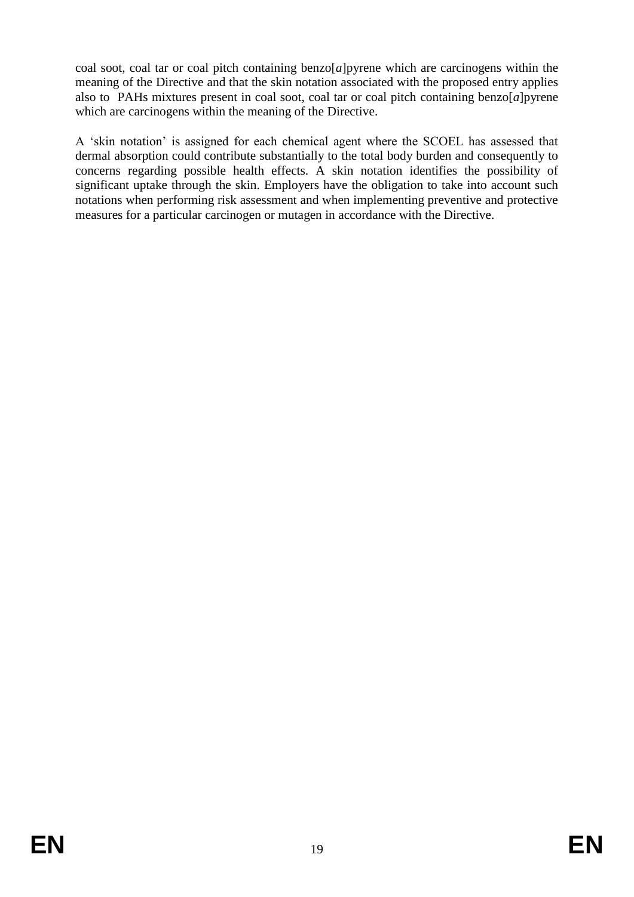coal soot, coal tar or coal pitch containing benzo[*a*]pyrene which are carcinogens within the meaning of the Directive and that the skin notation associated with the proposed entry applies also to PAHs mixtures present in coal soot, coal tar or coal pitch containing benzo[*a*]pyrene which are carcinogens within the meaning of the Directive.

A 'skin notation' is assigned for each chemical agent where the SCOEL has assessed that dermal absorption could contribute substantially to the total body burden and consequently to concerns regarding possible health effects. A skin notation identifies the possibility of significant uptake through the skin. Employers have the obligation to take into account such notations when performing risk assessment and when implementing preventive and protective measures for a particular carcinogen or mutagen in accordance with the Directive.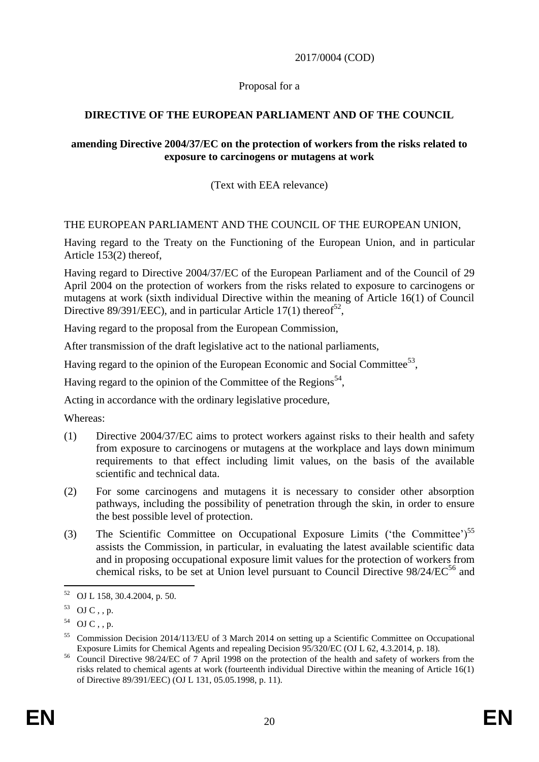2017/0004 (COD)

Proposal for a

**DIRECTIVE OF THE EUROPEAN PARLIAMENT AND OF THE COUNCIL**

**amending Directive 2004/37/EC on the protection of workers from the risks related to exposure to carcinogens or mutagens at work**

(Text with EEA relevance)

THE EUROPEAN PARLIAMENT AND THE COUNCIL OF THE EUROPEAN UNION,

Having regard to the Treaty on the Functioning of the European Union, and in particular Article 153(2) thereof,

Having regard to Directive 2004/37/EC of the European Parliament and of the Council of 29 April 2004 on the protection of workers from the risks related to exposure to carcinogens or mutagens at work (sixth individual Directive within the meaning of Article 16(1) of Council Directive 89/391/EEC), and in particular Article 17(1) thereof[52],

Having regard to the proposal from the European Commission,

After transmission of the draft legislative act to the national parliaments,

Having regard to the opinion of the European Economic and Social Committee[53],

Having regard to the opinion of the Committee of the Regions[54],

Acting in accordance with the ordinary legislative procedure,

Whereas:

(1) Directive 2004/37/EC aims to protect workers against risks to their health and safety from exposure to carcinogens or mutagens at the workplace and lays down minimum requirements to that effect including limit values, on the basis of the available scientific and technical data.

(2) For some carcinogens and mutagens it is necessary to consider other absorption pathways, including the possibility of penetration through the skin, in order to ensure the best possible level of protection.

(3) The Scientific Committee on Occupational Exposure Limits ('the Committee')[55] assists the Commission, in particular, in evaluating the latest available scientific data and in proposing occupational exposure limit values for the protection of workers from chemical risks, to be set at Union level pursuant to Council Directive 98/24/EC[56] and

---

[52] OJ L 158, 30.4.2004, p. 50.

[53] OJ C , , p.

[54] OJ C , , p.

[55] Commission Decision 2014/113/EU of 3 March 2014 on setting up a Scientific Committee on Occupational Exposure Limits for Chemical Agents and repealing Decision 95/320/EC (OJ L 62, 4.3.2014, p. 18).

[56] Council Directive 98/24/EC of 7 April 1998 on the protection of the health and safety of workers from the risks related to chemical agents at work (fourteenth individual Directive within the meaning of Article 16(1) of Directive 89/391/EEC) (OJ L 131, 05.05.1998, p. 11).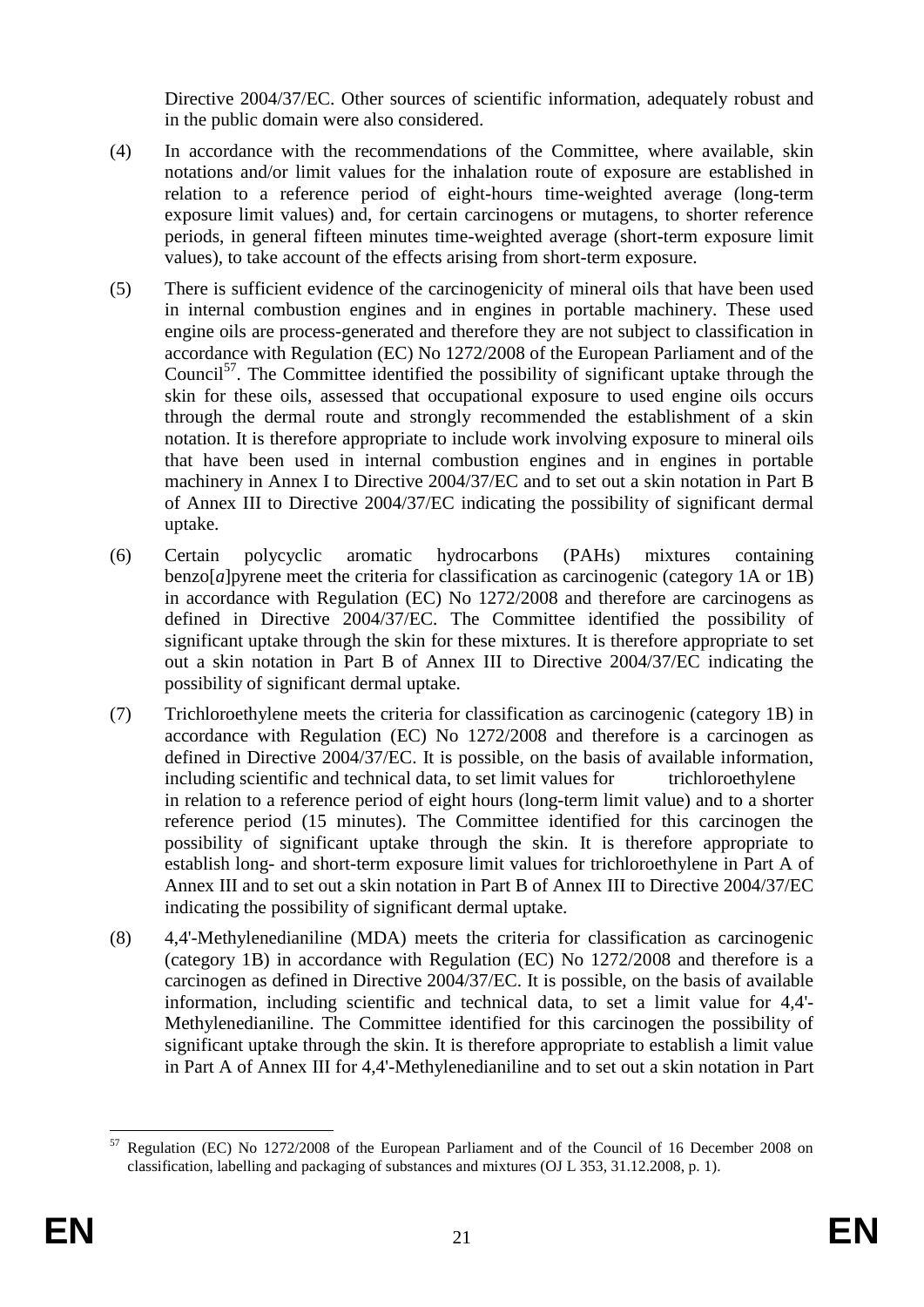Directive 2004/37/EC. Other sources of scientific information, adequately robust and in the public domain were also considered.

(4) In accordance with the recommendations of the Committee, where available, skin notations and/or limit values for the inhalation route of exposure are established in relation to a reference period of eight-hours time-weighted average (long-term exposure limit values) and, for certain carcinogens or mutagens, to shorter reference periods, in general fifteen minutes time-weighted average (short-term exposure limit values), to take account of the effects arising from short-term exposure.

(5) There is sufficient evidence of the carcinogenicity of mineral oils that have been used in internal combustion engines and in engines in portable machinery. These used engine oils are process-generated and therefore they are not subject to classification in accordance with Regulation (EC) No 1272/2008 of the European Parliament and of the Council[57]. The Committee identified the possibility of significant uptake through the skin for these oils, assessed that occupational exposure to used engine oils occurs through the dermal route and strongly recommended the establishment of a skin notation. It is therefore appropriate to include work involving exposure to mineral oils that have been used in internal combustion engines and in engines in portable machinery in Annex I to Directive 2004/37/EC and to set out a skin notation in Part B of Annex III to Directive 2004/37/EC indicating the possibility of significant dermal uptake.

(6) Certain polycyclic aromatic hydrocarbons (PAHs) mixtures containing benzo[*a*]pyrene meet the criteria for classification as carcinogenic (category 1A or 1B) in accordance with Regulation (EC) No 1272/2008 and therefore are carcinogens as defined in Directive 2004/37/EC. The Committee identified the possibility of significant uptake through the skin for these mixtures. It is therefore appropriate to set out a skin notation in Part B of Annex III to Directive 2004/37/EC indicating the possibility of significant dermal uptake.

(7) Trichloroethylene meets the criteria for classification as carcinogenic (category 1B) in accordance with Regulation (EC) No 1272/2008 and therefore is a carcinogen as defined in Directive 2004/37/EC. It is possible, on the basis of available information, including scientific and technical data, to set limit values for trichloroethylene in relation to a reference period of eight hours (long-term limit value) and to a shorter reference period (15 minutes). The Committee identified for this carcinogen the possibility of significant uptake through the skin. It is therefore appropriate to establish long- and short-term exposure limit values for trichloroethylene in Part A of Annex III and to set out a skin notation in Part B of Annex III to Directive 2004/37/EC indicating the possibility of significant dermal uptake.

(8) 4,4'-Methylenedianiline (MDA) meets the criteria for classification as carcinogenic (category 1B) in accordance with Regulation (EC) No 1272/2008 and therefore is a carcinogen as defined in Directive 2004/37/EC. It is possible, on the basis of available information, including scientific and technical data, to set a limit value for 4,4'-Methylenedianiline. The Committee identified for this carcinogen the possibility of significant uptake through the skin. It is therefore appropriate to establish a limit value in Part A of Annex III for 4,4'-Methylenedianiline and to set out a skin notation in Part

---

[57] Regulation (EC) No 1272/2008 of the European Parliament and of the Council of 16 December 2008 on classification, labelling and packaging of substances and mixtures (OJ L 353, 31.12.2008, p. 1).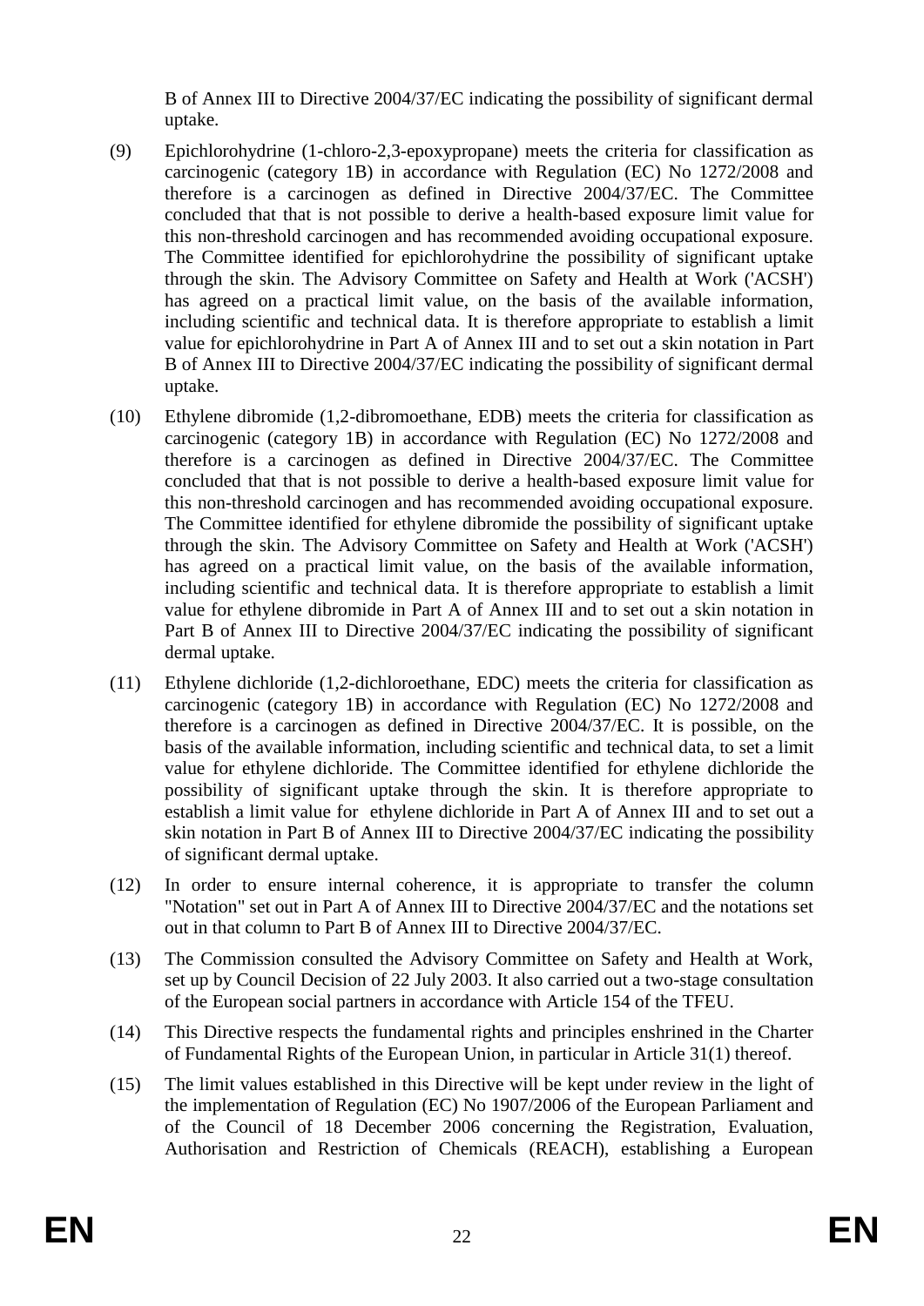B of Annex III to Directive 2004/37/EC indicating the possibility of significant dermal uptake.

(9) Epichlorohydrine (1-chloro-2,3-epoxypropane) meets the criteria for classification as carcinogenic (category 1B) in accordance with Regulation (EC) No 1272/2008 and therefore is a carcinogen as defined in Directive 2004/37/EC. The Committee concluded that that is not possible to derive a health-based exposure limit value for this non-threshold carcinogen and has recommended avoiding occupational exposure. The Committee identified for epichlorohydrine the possibility of significant uptake through the skin. The Advisory Committee on Safety and Health at Work ('ACSH') has agreed on a practical limit value, on the basis of the available information, including scientific and technical data. It is therefore appropriate to establish a limit value for epichlorohydrine in Part A of Annex III and to set out a skin notation in Part B of Annex III to Directive 2004/37/EC indicating the possibility of significant dermal uptake.

(10) Ethylene dibromide (1,2-dibromoethane, EDB) meets the criteria for classification as carcinogenic (category 1B) in accordance with Regulation (EC) No 1272/2008 and therefore is a carcinogen as defined in Directive 2004/37/EC. The Committee concluded that that is not possible to derive a health-based exposure limit value for this non-threshold carcinogen and has recommended avoiding occupational exposure. The Committee identified for ethylene dibromide the possibility of significant uptake through the skin. The Advisory Committee on Safety and Health at Work ('ACSH') has agreed on a practical limit value, on the basis of the available information, including scientific and technical data. It is therefore appropriate to establish a limit value for ethylene dibromide in Part A of Annex III and to set out a skin notation in Part B of Annex III to Directive 2004/37/EC indicating the possibility of significant dermal uptake.

(11) Ethylene dichloride (1,2-dichloroethane, EDC) meets the criteria for classification as carcinogenic (category 1B) in accordance with Regulation (EC) No 1272/2008 and therefore is a carcinogen as defined in Directive 2004/37/EC. It is possible, on the basis of the available information, including scientific and technical data, to set a limit value for ethylene dichloride. The Committee identified for ethylene dichloride the possibility of significant uptake through the skin. It is therefore appropriate to establish a limit value for ethylene dichloride in Part A of Annex III and to set out a skin notation in Part B of Annex III to Directive 2004/37/EC indicating the possibility of significant dermal uptake.

(12) In order to ensure internal coherence, it is appropriate to transfer the column "Notation" set out in Part A of Annex III to Directive 2004/37/EC and the notations set out in that column to Part B of Annex III to Directive 2004/37/EC.

(13) The Commission consulted the Advisory Committee on Safety and Health at Work, set up by Council Decision of 22 July 2003. It also carried out a two-stage consultation of the European social partners in accordance with Article 154 of the TFEU.

(14) This Directive respects the fundamental rights and principles enshrined in the Charter of Fundamental Rights of the European Union, in particular in Article 31(1) thereof.

(15) The limit values established in this Directive will be kept under review in the light of the implementation of Regulation (EC) No 1907/2006 of the European Parliament and of the Council of 18 December 2006 concerning the Registration, Evaluation, Authorisation and Restriction of Chemicals (REACH), establishing a European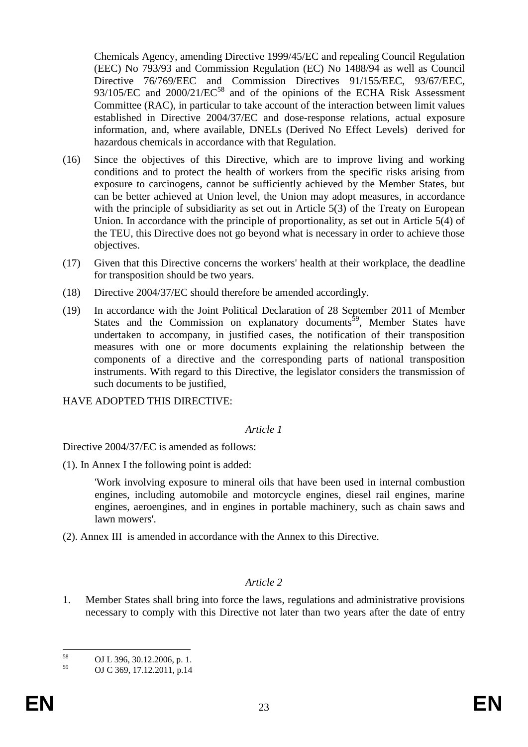Chemicals Agency, amending Directive 1999/45/EC and repealing Council Regulation (EEC) No 793/93 and Commission Regulation (EC) No 1488/94 as well as Council Directive 76/769/EEC and Commission Directives 91/155/EEC, 93/67/EEC, 93/105/EC and 2000/21/EC[58] and of the opinions of the ECHA Risk Assessment Committee (RAC), in particular to take account of the interaction between limit values established in Directive 2004/37/EC and dose-response relations, actual exposure information, and, where available, DNELs (Derived No Effect Levels) derived for hazardous chemicals in accordance with that Regulation.

(16) Since the objectives of this Directive, which are to improve living and working conditions and to protect the health of workers from the specific risks arising from exposure to carcinogens, cannot be sufficiently achieved by the Member States, but can be better achieved at Union level, the Union may adopt measures, in accordance with the principle of subsidiarity as set out in Article 5(3) of the Treaty on European Union. In accordance with the principle of proportionality, as set out in Article 5(4) of the TEU, this Directive does not go beyond what is necessary in order to achieve those objectives.

(17) Given that this Directive concerns the workers' health at their workplace, the deadline for transposition should be two years.

(18) Directive 2004/37/EC should therefore be amended accordingly.

(19) In accordance with the Joint Political Declaration of 28 September 2011 of Member States and the Commission on explanatory documents[59], Member States have undertaken to accompany, in justified cases, the notification of their transposition measures with one or more documents explaining the relationship between the components of a directive and the corresponding parts of national transposition instruments. With regard to this Directive, the legislator considers the transmission of such documents to be justified,

HAVE ADOPTED THIS DIRECTIVE:

*Article 1*

Directive 2004/37/EC is amended as follows:

(1). In Annex I the following point is added:

'Work involving exposure to mineral oils that have been used in internal combustion engines, including automobile and motorcycle engines, diesel rail engines, marine engines, aeroengines, and in engines in portable machinery, such as chain saws and lawn mowers'.

(2). Annex III is amended in accordance with the Annex to this Directive.

*Article 2*

1. Member States shall bring into force the laws, regulations and administrative provisions necessary to comply with this Directive not later than two years after the date of entry

---

[58] OJ L 396, 30.12.2006, p. 1.

[59] OJ C 369, 17.12.2011, p.14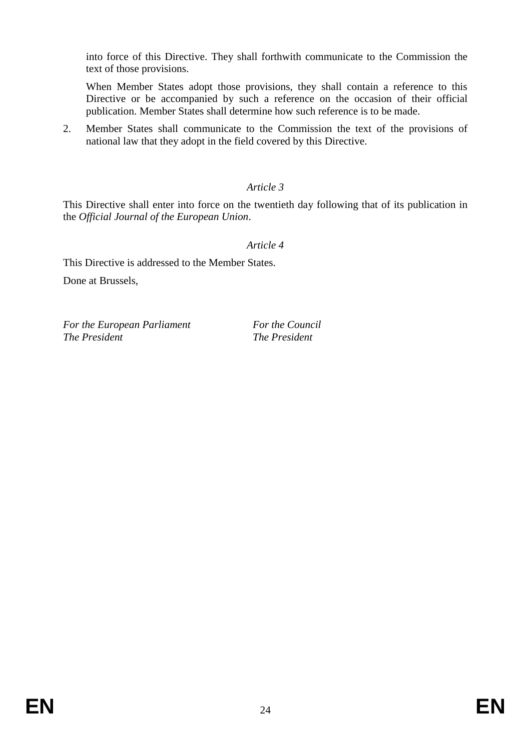into force of this Directive. They shall forthwith communicate to the Commission the text of those provisions.

When Member States adopt those provisions, they shall contain a reference to this Directive or be accompanied by such a reference on the occasion of their official publication. Member States shall determine how such reference is to be made.

2. Member States shall communicate to the Commission the text of the provisions of national law that they adopt in the field covered by this Directive.

*Article 3*

This Directive shall enter into force on the twentieth day following that of its publication in the *Official Journal of the European Union*.

*Article 4*

This Directive is addressed to the Member States.

Done at Brussels,

*For the European Parliament*
*The President*

*For the Council*
*The President*